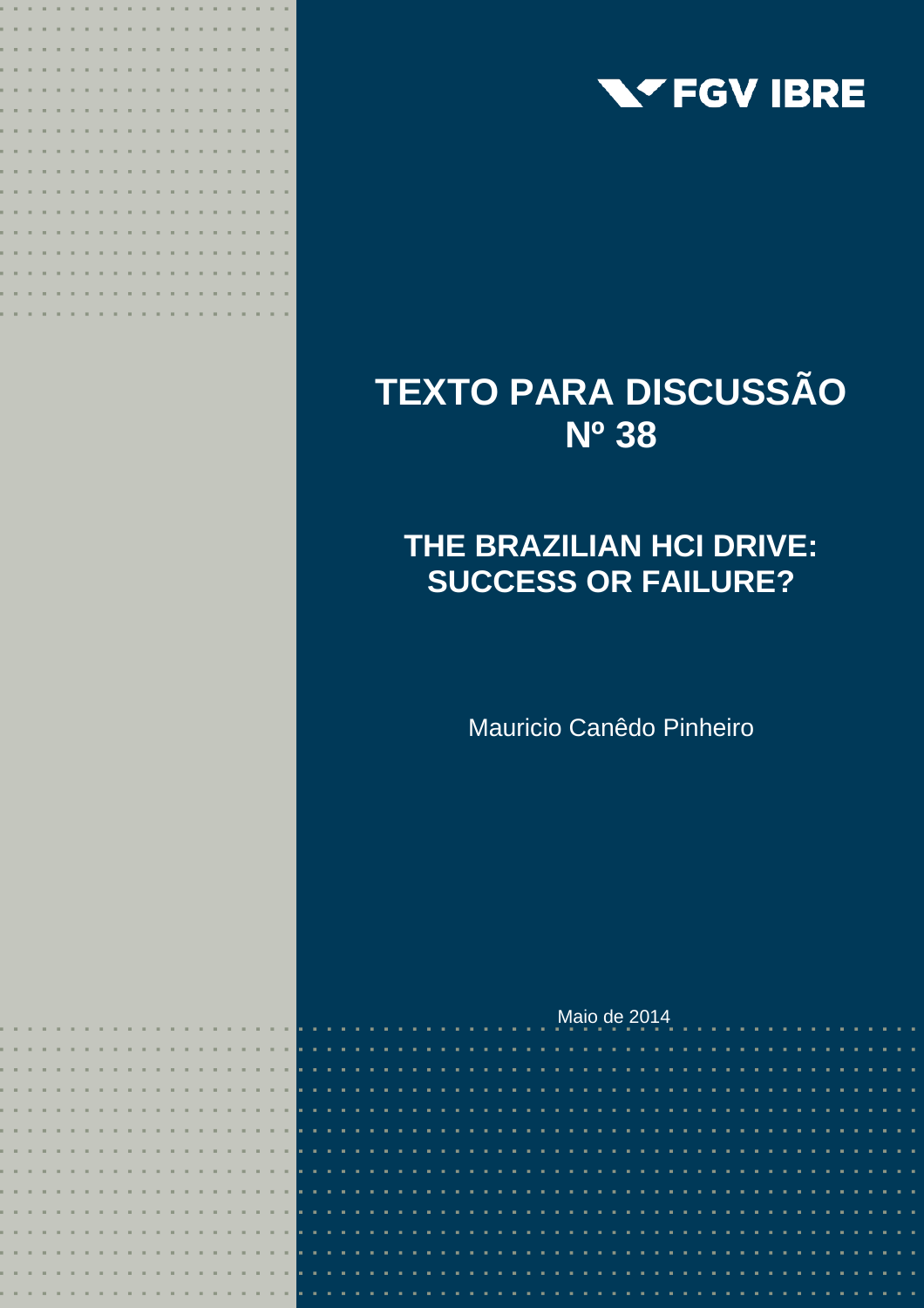FGV IBRE

# TEXTO PARA DISCUSSÃO Nº 38

## THE BRAZILIAN HCI DRIVE: SUCCESS OR FAILURE?

Mauricio Canêdo Pinheiro

Maio de 2014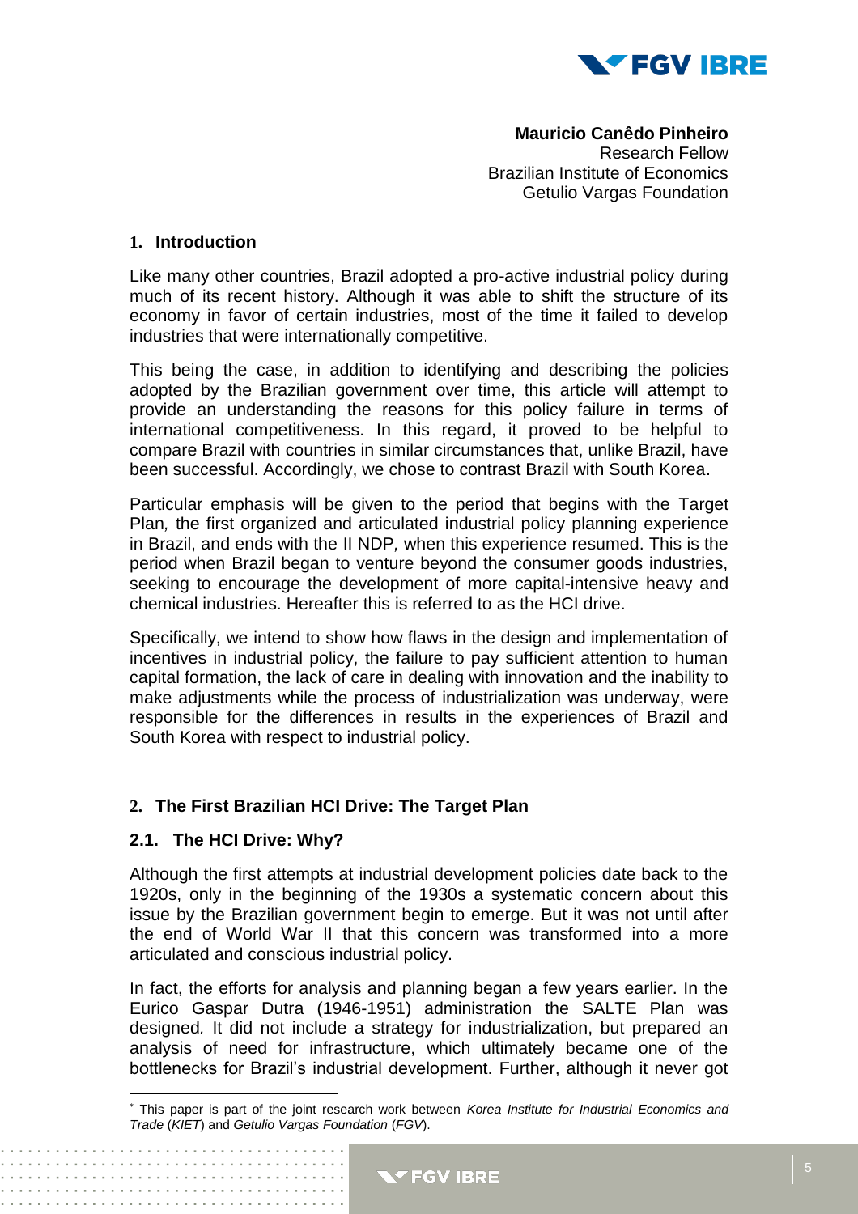**Mauricio Canêdo Pinheiro**
Research Fellow
Brazilian Institute of Economics
Getulio Vargas Foundation

## 1. Introduction

Like many other countries, Brazil adopted a pro-active industrial policy during much of its recent history. Although it was able to shift the structure of its economy in favor of certain industries, most of the time it failed to develop industries that were internationally competitive.

This being the case, in addition to identifying and describing the policies adopted by the Brazilian government over time, this article will attempt to provide an understanding the reasons for this policy failure in terms of international competitiveness. In this regard, it proved to be helpful to compare Brazil with countries in similar circumstances that, unlike Brazil, have been successful. Accordingly, we chose to contrast Brazil with South Korea.

Particular emphasis will be given to the period that begins with the Target Plan*,* the first organized and articulated industrial policy planning experience in Brazil, and ends with the II NDP*,* when this experience resumed. This is the period when Brazil began to venture beyond the consumer goods industries, seeking to encourage the development of more capital-intensive heavy and chemical industries. Hereafter this is referred to as the HCI drive.

Specifically, we intend to show how flaws in the design and implementation of incentives in industrial policy, the failure to pay sufficient attention to human capital formation, the lack of care in dealing with innovation and the inability to make adjustments while the process of industrialization was underway, were responsible for the differences in results in the experiences of Brazil and South Korea with respect to industrial policy.

## 2. The First Brazilian HCI Drive: The Target Plan

### 2.1. The HCI Drive: Why?

Although the first attempts at industrial development policies date back to the 1920s, only in the beginning of the 1930s a systematic concern about this issue by the Brazilian government begin to emerge. But it was not until after the end of World War II that this concern was transformed into a more articulated and conscious industrial policy.

In fact, the efforts for analysis and planning began a few years earlier. In the Eurico Gaspar Dutra (1946-1951) administration the SALTE Plan was designed*.* It did not include a strategy for industrialization, but prepared an analysis of need for infrastructure, which ultimately became one of the bottlenecks for Brazil's industrial development. Further, although it never got

---

\* This paper is part of the joint research work between *Korea Institute for Industrial Economics and Trade* (*KIET*) and *Getulio Vargas Foundation* (*FGV*).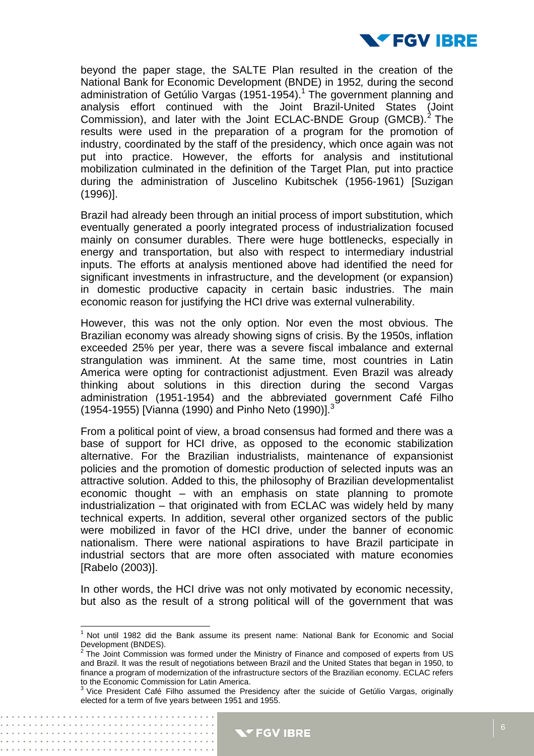beyond the paper stage, the SALTE Plan resulted in the creation of the National Bank for Economic Development (BNDE) in 1952, during the second administration of Getúlio Vargas (1951-1954).[1] The government planning and analysis effort continued with the Joint Brazil-United States (Joint Commission), and later with the Joint ECLAC-BNDE Group (GMCB).[2] The results were used in the preparation of a program for the promotion of industry, coordinated by the staff of the presidency, which once again was not put into practice. However, the efforts for analysis and institutional mobilization culminated in the definition of the Target Plan, put into practice during the administration of Juscelino Kubitschek (1956-1961) [Suzigan (1996)].

Brazil had already been through an initial process of import substitution, which eventually generated a poorly integrated process of industrialization focused mainly on consumer durables. There were huge bottlenecks, especially in energy and transportation, but also with respect to intermediary industrial inputs. The efforts at analysis mentioned above had identified the need for significant investments in infrastructure, and the development (or expansion) in domestic productive capacity in certain basic industries. The main economic reason for justifying the HCI drive was external vulnerability.

However, this was not the only option. Nor even the most obvious. The Brazilian economy was already showing signs of crisis. By the 1950s, inflation exceeded 25% per year, there was a severe fiscal imbalance and external strangulation was imminent. At the same time, most countries in Latin America were opting for contractionist adjustment. Even Brazil was already thinking about solutions in this direction during the second Vargas administration (1951-1954) and the abbreviated government Café Filho (1954-1955) [Vianna (1990) and Pinho Neto (1990)].[3]

From a political point of view, a broad consensus had formed and there was a base of support for HCI drive, as opposed to the economic stabilization alternative. For the Brazilian industrialists, maintenance of expansionist policies and the promotion of domestic production of selected inputs was an attractive solution. Added to this, the philosophy of Brazilian developmentalist economic thought – with an emphasis on state planning to promote industrialization – that originated with from ECLAC was widely held by many technical experts. In addition, several other organized sectors of the public were mobilized in favor of the HCI drive, under the banner of economic nationalism. There were national aspirations to have Brazil participate in industrial sectors that are more often associated with mature economies [Rabelo (2003)].

In other words, the HCI drive was not only motivated by economic necessity, but also as the result of a strong political will of the government that was

---

[1] Not until 1982 did the Bank assume its present name: National Bank for Economic and Social Development (BNDES).

[2] The Joint Commission was formed under the Ministry of Finance and composed of experts from US and Brazil. It was the result of negotiations between Brazil and the United States that began in 1950, to finance a program of modernization of the infrastructure sectors of the Brazilian economy. ECLAC refers to the Economic Commission for Latin America.

[3] Vice President Café Filho assumed the Presidency after the suicide of Getúlio Vargas, originally elected for a term of five years between 1951 and 1955.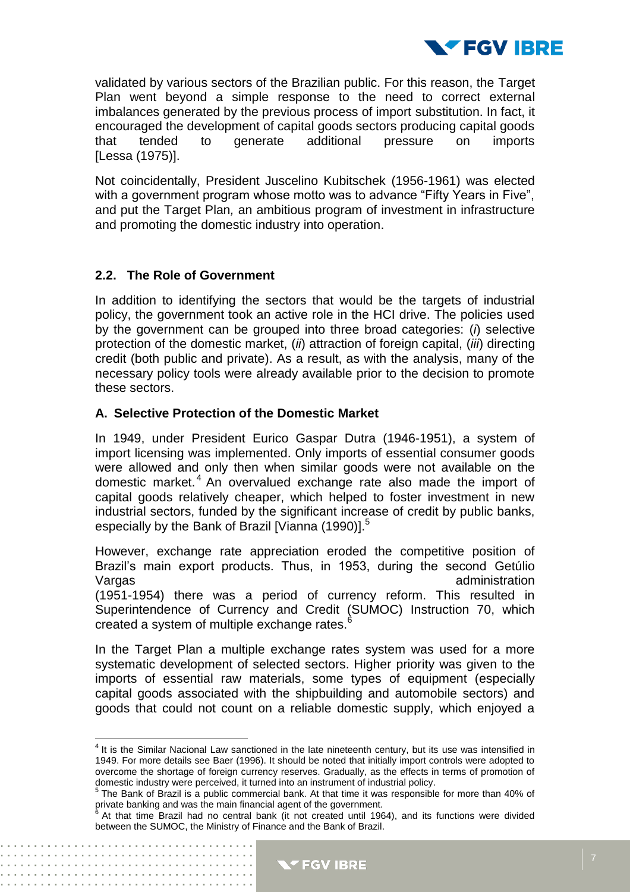validated by various sectors of the Brazilian public. For this reason, the Target Plan went beyond a simple response to the need to correct external imbalances generated by the previous process of import substitution. In fact, it encouraged the development of capital goods sectors producing capital goods that tended to generate additional pressure on imports [Lessa (1975)].

Not coincidentally, President Juscelino Kubitschek (1956-1961) was elected with a government program whose motto was to advance "Fifty Years in Five", and put the Target Plan*,* an ambitious program of investment in infrastructure and promoting the domestic industry into operation.

## 2.2. The Role of Government

In addition to identifying the sectors that would be the targets of industrial policy, the government took an active role in the HCI drive. The policies used by the government can be grouped into three broad categories: (*i*) selective protection of the domestic market, (*ii*) attraction of foreign capital, (*iii*) directing credit (both public and private). As a result, as with the analysis, many of the necessary policy tools were already available prior to the decision to promote these sectors.

### A. Selective Protection of the Domestic Market

In 1949, under President Eurico Gaspar Dutra (1946-1951), a system of import licensing was implemented. Only imports of essential consumer goods were allowed and only then when similar goods were not available on the domestic market.[4] An overvalued exchange rate also made the import of capital goods relatively cheaper, which helped to foster investment in new industrial sectors, funded by the significant increase of credit by public banks, especially by the Bank of Brazil [Vianna (1990)].[5]

However, exchange rate appreciation eroded the competitive position of Brazil's main export products. Thus, in 1953, during the second Getúlio Vargas administration (1951-1954) there was a period of currency reform. This resulted in Superintendence of Currency and Credit (SUMOC) Instruction 70, which created a system of multiple exchange rates.[6]

In the Target Plan a multiple exchange rates system was used for a more systematic development of selected sectors. Higher priority was given to the imports of essential raw materials, some types of equipment (especially capital goods associated with the shipbuilding and automobile sectors) and goods that could not count on a reliable domestic supply, which enjoyed a

---

[4] It is the Similar Nacional Law sanctioned in the late nineteenth century, but its use was intensified in 1949. For more details see Baer (1996). It should be noted that initially import controls were adopted to overcome the shortage of foreign currency reserves. Gradually, as the effects in terms of promotion of domestic industry were perceived, it turned into an instrument of industrial policy.

[5] The Bank of Brazil is a public commercial bank. At that time it was responsible for more than 40% of private banking and was the main financial agent of the government.

[6] At that time Brazil had no central bank (it not created until 1964), and its functions were divided between the SUMOC, the Ministry of Finance and the Bank of Brazil.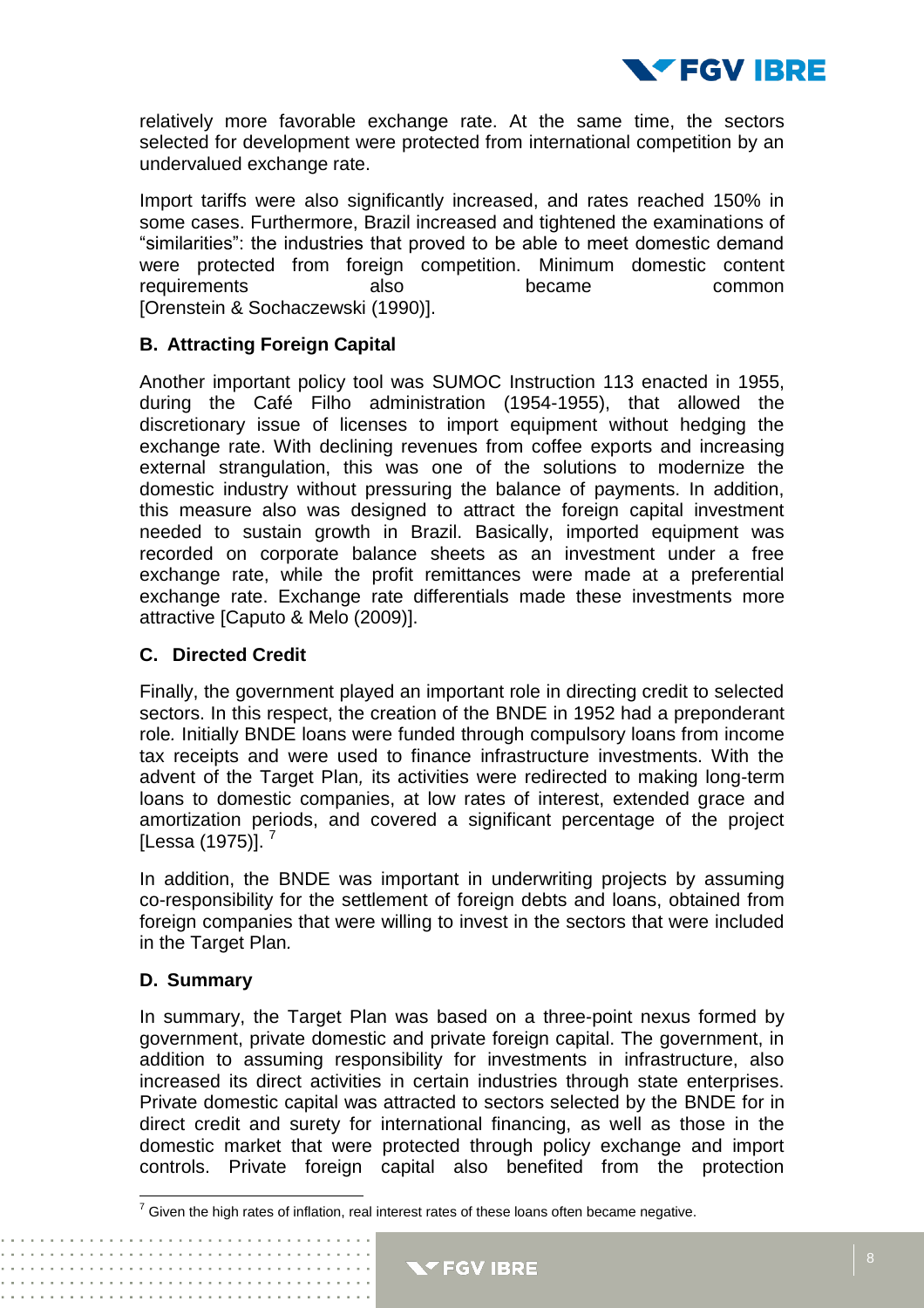relatively more favorable exchange rate. At the same time, the sectors selected for development were protected from international competition by an undervalued exchange rate.

Import tariffs were also significantly increased, and rates reached 150% in some cases. Furthermore, Brazil increased and tightened the examinations of "similarities": the industries that proved to be able to meet domestic demand were protected from foreign competition. Minimum domestic content requirements also became common [Orenstein & Sochaczewski (1990)].

### B. Attracting Foreign Capital

Another important policy tool was SUMOC Instruction 113 enacted in 1955, during the Café Filho administration (1954-1955), that allowed the discretionary issue of licenses to import equipment without hedging the exchange rate. With declining revenues from coffee exports and increasing external strangulation, this was one of the solutions to modernize the domestic industry without pressuring the balance of payments. In addition, this measure also was designed to attract the foreign capital investment needed to sustain growth in Brazil. Basically, imported equipment was recorded on corporate balance sheets as an investment under a free exchange rate, while the profit remittances were made at a preferential exchange rate. Exchange rate differentials made these investments more attractive [Caputo & Melo (2009)].

### C. Directed Credit

Finally, the government played an important role in directing credit to selected sectors. In this respect, the creation of the BNDE in 1952 had a preponderant role*.* Initially BNDE loans were funded through compulsory loans from income tax receipts and were used to finance infrastructure investments. With the advent of the Target Plan*,* its activities were redirected to making long-term loans to domestic companies, at low rates of interest, extended grace and amortization periods, and covered a significant percentage of the project [Lessa (1975)]. [7]

In addition, the BNDE was important in underwriting projects by assuming co-responsibility for the settlement of foreign debts and loans, obtained from foreign companies that were willing to invest in the sectors that were included in the Target Plan*.*

### D. Summary

In summary, the Target Plan was based on a three-point nexus formed by government, private domestic and private foreign capital. The government, in addition to assuming responsibility for investments in infrastructure, also increased its direct activities in certain industries through state enterprises. Private domestic capital was attracted to sectors selected by the BNDE for in direct credit and surety for international financing, as well as those in the domestic market that were protected through policy exchange and import controls. Private foreign capital also benefited from the protection

[7] Given the high rates of inflation, real interest rates of these loans often became negative.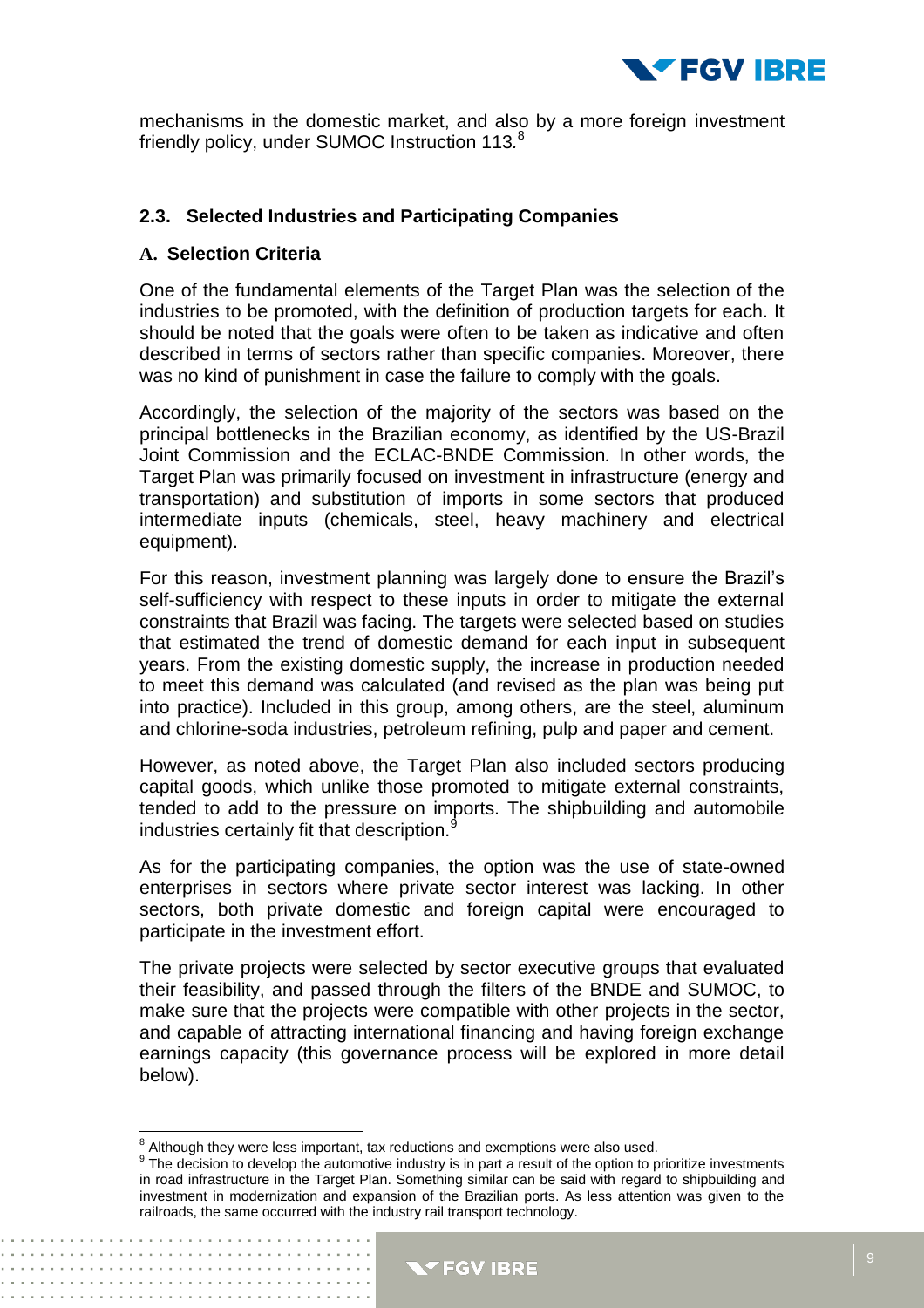mechanisms in the domestic market, and also by a more foreign investment friendly policy, under SUMOC Instruction 113.[8]

### 2.3. Selected Industries and Participating Companies

#### A. Selection Criteria

One of the fundamental elements of the Target Plan was the selection of the industries to be promoted, with the definition of production targets for each. It should be noted that the goals were often to be taken as indicative and often described in terms of sectors rather than specific companies. Moreover, there was no kind of punishment in case the failure to comply with the goals.

Accordingly, the selection of the majority of the sectors was based on the principal bottlenecks in the Brazilian economy, as identified by the US-Brazil Joint Commission and the ECLAC-BNDE Commission*.* In other words, the Target Plan was primarily focused on investment in infrastructure (energy and transportation) and substitution of imports in some sectors that produced intermediate inputs (chemicals, steel, heavy machinery and electrical equipment).

For this reason, investment planning was largely done to ensure the Brazil's self-sufficiency with respect to these inputs in order to mitigate the external constraints that Brazil was facing. The targets were selected based on studies that estimated the trend of domestic demand for each input in subsequent years. From the existing domestic supply, the increase in production needed to meet this demand was calculated (and revised as the plan was being put into practice). Included in this group, among others, are the steel, aluminum and chlorine-soda industries, petroleum refining, pulp and paper and cement.

However, as noted above, the Target Plan also included sectors producing capital goods, which unlike those promoted to mitigate external constraints, tended to add to the pressure on imports. The shipbuilding and automobile industries certainly fit that description.[9]

As for the participating companies, the option was the use of state-owned enterprises in sectors where private sector interest was lacking. In other sectors, both private domestic and foreign capital were encouraged to participate in the investment effort.

The private projects were selected by sector executive groups that evaluated their feasibility, and passed through the filters of the BNDE and SUMOC, to make sure that the projects were compatible with other projects in the sector, and capable of attracting international financing and having foreign exchange earnings capacity (this governance process will be explored in more detail below).

---

[8] Although they were less important, tax reductions and exemptions were also used.

[9] The decision to develop the automotive industry is in part a result of the option to prioritize investments in road infrastructure in the Target Plan. Something similar can be said with regard to shipbuilding and investment in modernization and expansion of the Brazilian ports. As less attention was given to the railroads, the same occurred with the industry rail transport technology.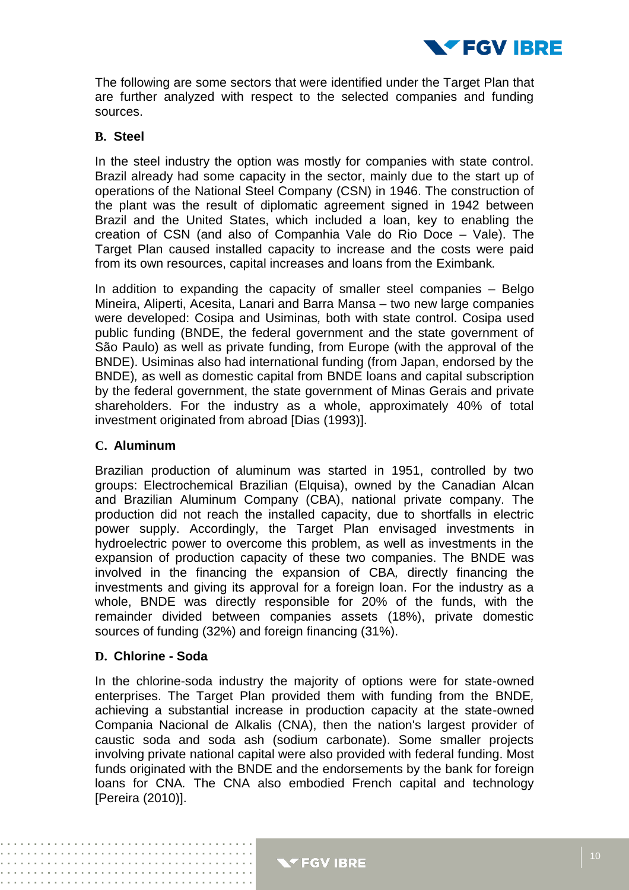The following are some sectors that were identified under the Target Plan that are further analyzed with respect to the selected companies and funding sources.

### B. Steel

In the steel industry the option was mostly for companies with state control. Brazil already had some capacity in the sector, mainly due to the start up of operations of the National Steel Company (CSN) in 1946. The construction of the plant was the result of diplomatic agreement signed in 1942 between Brazil and the United States, which included a loan, key to enabling the creation of CSN (and also of Companhia Vale do Rio Doce – Vale). The Target Plan caused installed capacity to increase and the costs were paid from its own resources, capital increases and loans from the Eximbank.

In addition to expanding the capacity of smaller steel companies – Belgo Mineira, Aliperti, Acesita, Lanari and Barra Mansa – two new large companies were developed: Cosipa and Usiminas, both with state control. Cosipa used public funding (BNDE, the federal government and the state government of São Paulo) as well as private funding, from Europe (with the approval of the BNDE). Usiminas also had international funding (from Japan, endorsed by the BNDE), as well as domestic capital from BNDE loans and capital subscription by the federal government, the state government of Minas Gerais and private shareholders. For the industry as a whole, approximately 40% of total investment originated from abroad [Dias (1993)].

### C. Aluminum

Brazilian production of aluminum was started in 1951, controlled by two groups: Electrochemical Brazilian (Elquisa), owned by the Canadian Alcan and Brazilian Aluminum Company (CBA), national private company. The production did not reach the installed capacity, due to shortfalls in electric power supply. Accordingly, the Target Plan envisaged investments in hydroelectric power to overcome this problem, as well as investments in the expansion of production capacity of these two companies. The BNDE was involved in the financing the expansion of CBA, directly financing the investments and giving its approval for a foreign loan. For the industry as a whole, BNDE was directly responsible for 20% of the funds, with the remainder divided between companies assets (18%), private domestic sources of funding (32%) and foreign financing (31%).

### D. Chlorine - Soda

In the chlorine-soda industry the majority of options were for state-owned enterprises. The Target Plan provided them with funding from the BNDE, achieving a substantial increase in production capacity at the state-owned Compania Nacional de Alkalis (CNA), then the nation's largest provider of caustic soda and soda ash (sodium carbonate). Some smaller projects involving private national capital were also provided with federal funding. Most funds originated with the BNDE and the endorsements by the bank for foreign loans for CNA. The CNA also embodied French capital and technology [Pereira (2010)].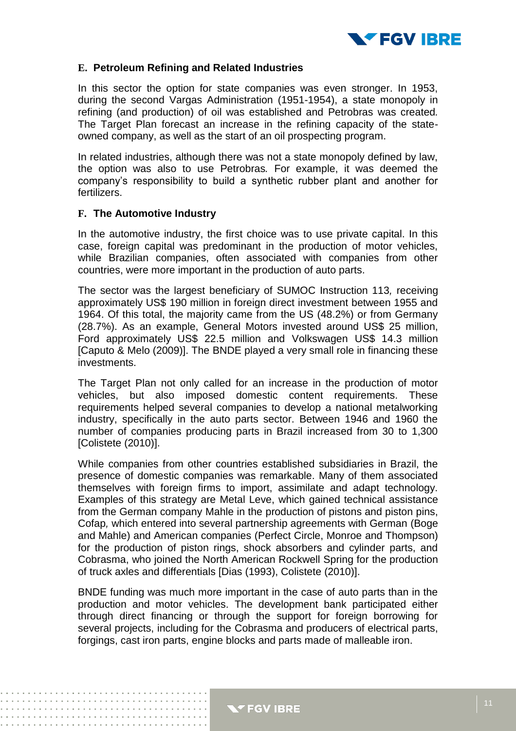### E. Petroleum Refining and Related Industries

In this sector the option for state companies was even stronger. In 1953, during the second Vargas Administration (1951-1954), a state monopoly in refining (and production) of oil was established and Petrobras was created*.* The Target Plan forecast an increase in the refining capacity of the state-owned company, as well as the start of an oil prospecting program.

In related industries, although there was not a state monopoly defined by law, the option was also to use Petrobras*.* For example, it was deemed the company's responsibility to build a synthetic rubber plant and another for fertilizers.

### F. The Automotive Industry

In the automotive industry, the first choice was to use private capital. In this case, foreign capital was predominant in the production of motor vehicles, while Brazilian companies, often associated with companies from other countries, were more important in the production of auto parts.

The sector was the largest beneficiary of SUMOC Instruction 113*,* receiving approximately US$ 190 million in foreign direct investment between 1955 and 1964. Of this total, the majority came from the US (48.2%) or from Germany (28.7%). As an example, General Motors invested around US$ 25 million, Ford approximately US$ 22.5 million and Volkswagen US$ 14.3 million [Caputo & Melo (2009)]. The BNDE played a very small role in financing these investments.

The Target Plan not only called for an increase in the production of motor vehicles, but also imposed domestic content requirements. These requirements helped several companies to develop a national metalworking industry, specifically in the auto parts sector. Between 1946 and 1960 the number of companies producing parts in Brazil increased from 30 to 1,300 [Colistete (2010)].

While companies from other countries established subsidiaries in Brazil, the presence of domestic companies was remarkable. Many of them associated themselves with foreign firms to import, assimilate and adapt technology. Examples of this strategy are Metal Leve, which gained technical assistance from the German company Mahle in the production of pistons and piston pins, Cofap*,* which entered into several partnership agreements with German (Boge and Mahle) and American companies (Perfect Circle, Monroe and Thompson) for the production of piston rings, shock absorbers and cylinder parts, and Cobrasma, who joined the North American Rockwell Spring for the production of truck axles and differentials [Dias (1993), Colistete (2010)].

BNDE funding was much more important in the case of auto parts than in the production and motor vehicles. The development bank participated either through direct financing or through the support for foreign borrowing for several projects, including for the Cobrasma and producers of electrical parts, forgings, cast iron parts, engine blocks and parts made of malleable iron.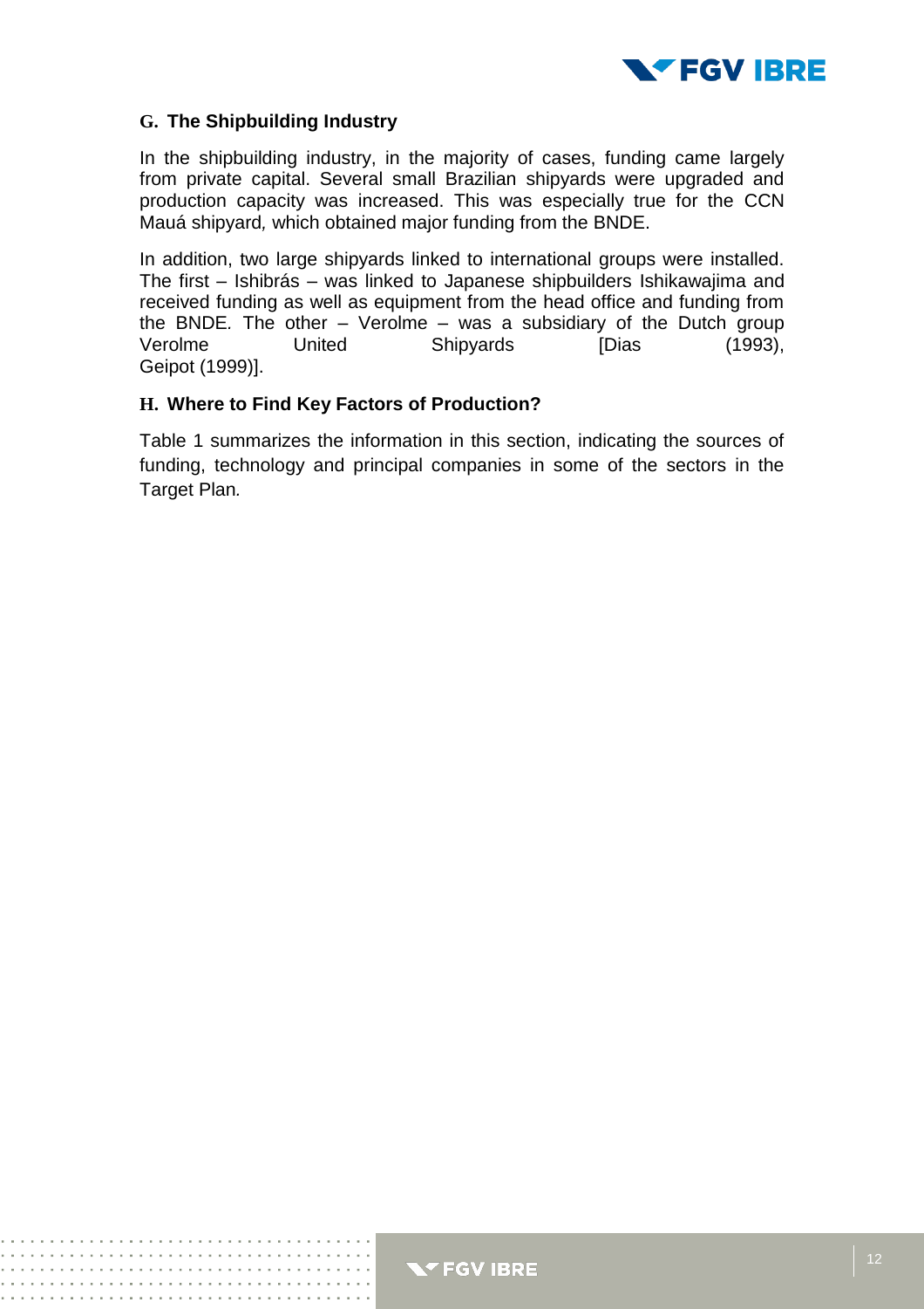### G. The Shipbuilding Industry

In the shipbuilding industry, in the majority of cases, funding came largely from private capital. Several small Brazilian shipyards were upgraded and production capacity was increased. This was especially true for the CCN Mauá shipyard, which obtained major funding from the BNDE.

In addition, two large shipyards linked to international groups were installed. The first – Ishibrás – was linked to Japanese shipbuilders Ishikawajima and received funding as well as equipment from the head office and funding from the BNDE. The other – Verolme – was a subsidiary of the Dutch group Verolme United Shipyards [Dias (1993), Geipot (1999)].

### H. Where to Find Key Factors of Production?

Table 1 summarizes the information in this section, indicating the sources of funding, technology and principal companies in some of the sectors in the Target Plan.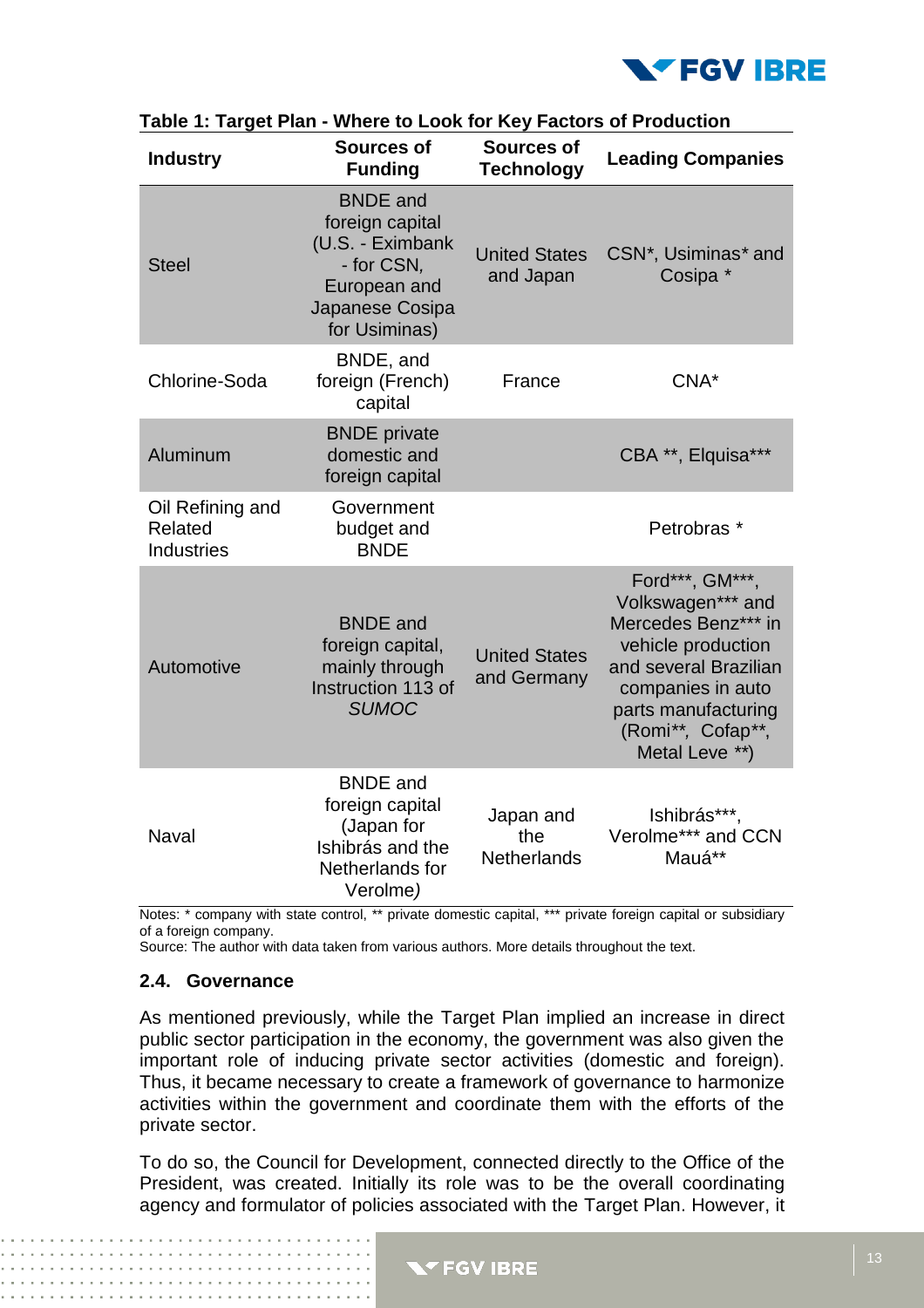**Table 1: Target Plan - Where to Look for Key Factors of Production**

| Industry | Sources of Funding | Sources of Technology | Leading Companies |
|---|---|---|---|
| Steel | BNDE and foreign capital (U.S. - Eximbank - for CSN, European and Japanese Cosipa for Usiminas) | United States and Japan | CSN*, Usiminas* and Cosipa * |
| Chlorine-Soda | BNDE, and foreign (French) capital | France | CNA* |
| Aluminum | BNDE private domestic and foreign capital | | CBA **, Elquisa*** |
| Oil Refining and Related Industries | Government budget and BNDE | | Petrobras * |
| Automotive | BNDE and foreign capital, mainly through Instruction 113 of *SUMOC* | United States and Germany | Ford***, GM***, Volkswagen*** and Mercedes Benz*** in vehicle production and several Brazilian companies in auto parts manufacturing (Romi**, Cofap**, Metal Leve **) |
| Naval | BNDE and foreign capital (Japan for Ishibrás and the Netherlands for Verolme) | Japan and the Netherlands | Ishibrás***, Verolme*** and CCN Mauá** |

Notes: * company with state control, ** private domestic capital, *** private foreign capital or subsidiary of a foreign company.
Source: The author with data taken from various authors. More details throughout the text.

### 2.4. Governance

As mentioned previously, while the Target Plan implied an increase in direct public sector participation in the economy, the government was also given the important role of inducing private sector activities (domestic and foreign). Thus, it became necessary to create a framework of governance to harmonize activities within the government and coordinate them with the efforts of the private sector.

To do so, the Council for Development, connected directly to the Office of the President, was created. Initially its role was to be the overall coordinating agency and formulator of policies associated with the Target Plan. However, it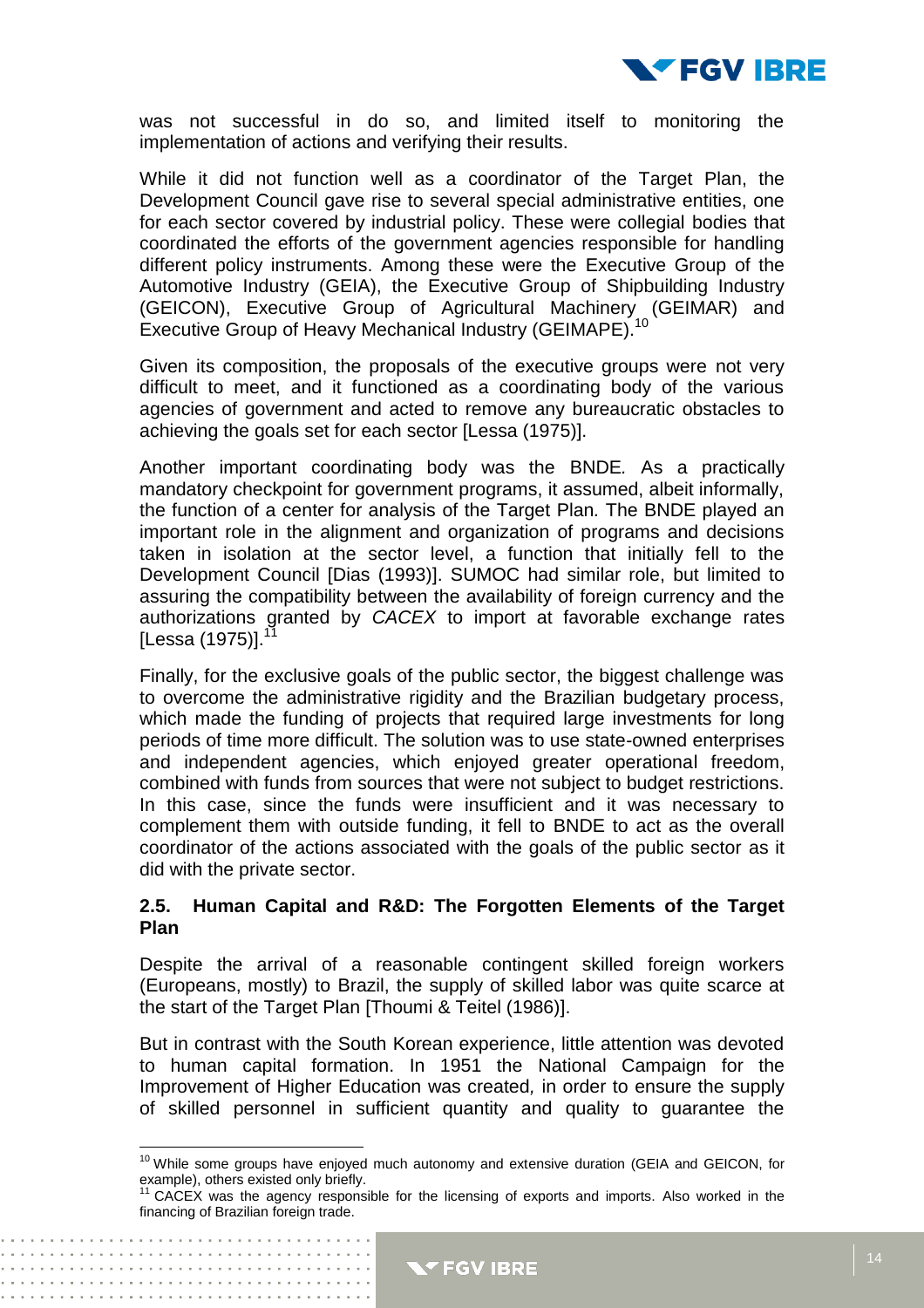was not successful in do so, and limited itself to monitoring the implementation of actions and verifying their results.

While it did not function well as a coordinator of the Target Plan, the Development Council gave rise to several special administrative entities, one for each sector covered by industrial policy. These were collegial bodies that coordinated the efforts of the government agencies responsible for handling different policy instruments. Among these were the Executive Group of the Automotive Industry (GEIA), the Executive Group of Shipbuilding Industry (GEICON), Executive Group of Agricultural Machinery (GEIMAR) and Executive Group of Heavy Mechanical Industry (GEIMAPE).[10]

Given its composition, the proposals of the executive groups were not very difficult to meet, and it functioned as a coordinating body of the various agencies of government and acted to remove any bureaucratic obstacles to achieving the goals set for each sector [Lessa (1975)].

Another important coordinating body was the BNDE. As a practically mandatory checkpoint for government programs, it assumed, albeit informally, the function of a center for analysis of the Target Plan. The BNDE played an important role in the alignment and organization of programs and decisions taken in isolation at the sector level, a function that initially fell to the Development Council [Dias (1993)]. SUMOC had similar role, but limited to assuring the compatibility between the availability of foreign currency and the authorizations granted by *CACEX* to import at favorable exchange rates [Lessa (1975)].[11]

Finally, for the exclusive goals of the public sector, the biggest challenge was to overcome the administrative rigidity and the Brazilian budgetary process, which made the funding of projects that required large investments for long periods of time more difficult. The solution was to use state-owned enterprises and independent agencies, which enjoyed greater operational freedom, combined with funds from sources that were not subject to budget restrictions. In this case, since the funds were insufficient and it was necessary to complement them with outside funding, it fell to BNDE to act as the overall coordinator of the actions associated with the goals of the public sector as it did with the private sector.

### 2.5. Human Capital and R&D: The Forgotten Elements of the Target Plan

Despite the arrival of a reasonable contingent skilled foreign workers (Europeans, mostly) to Brazil, the supply of skilled labor was quite scarce at the start of the Target Plan [Thoumi & Teitel (1986)].

But in contrast with the South Korean experience, little attention was devoted to human capital formation. In 1951 the National Campaign for the Improvement of Higher Education was created, in order to ensure the supply of skilled personnel in sufficient quantity and quality to guarantee the

---

[10] While some groups have enjoyed much autonomy and extensive duration (GEIA and GEICON, for example), others existed only briefly.

[11] CACEX was the agency responsible for the licensing of exports and imports. Also worked in the financing of Brazilian foreign trade.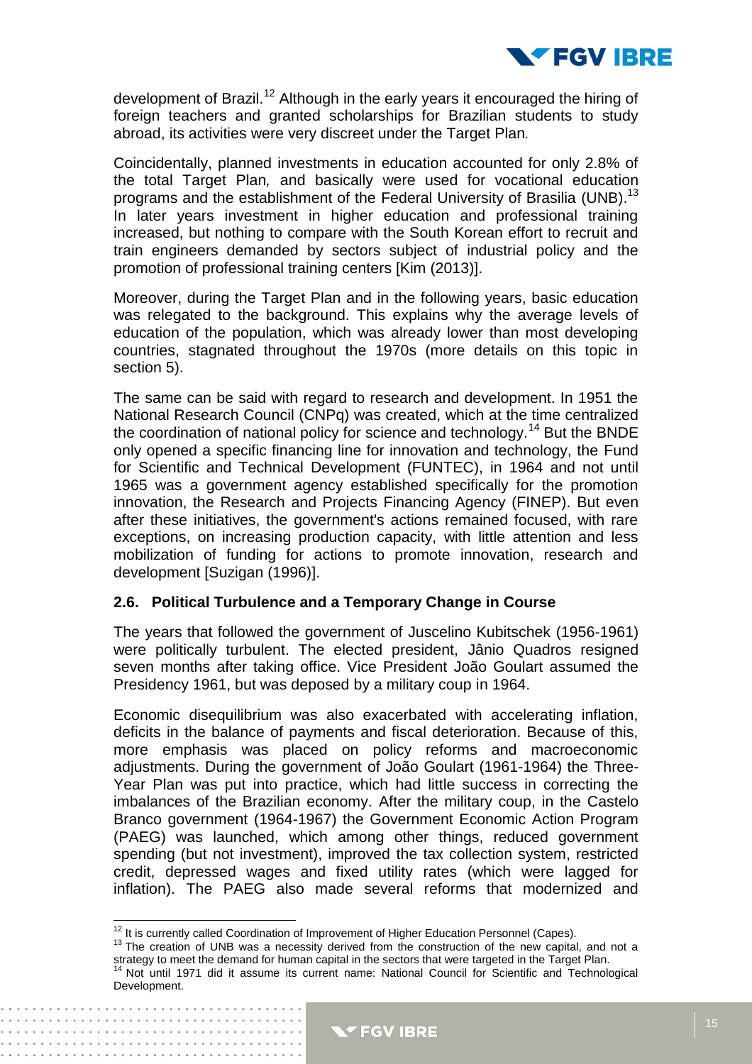development of Brazil.[12] Although in the early years it encouraged the hiring of foreign teachers and granted scholarships for Brazilian students to study abroad, its activities were very discreet under the Target Plan*.*

Coincidentally, planned investments in education accounted for only 2.8% of the total Target Plan*,* and basically were used for vocational education programs and the establishment of the Federal University of Brasilia (UNB).[13] In later years investment in higher education and professional training increased, but nothing to compare with the South Korean effort to recruit and train engineers demanded by sectors subject of industrial policy and the promotion of professional training centers [Kim (2013)].

Moreover, during the Target Plan and in the following years, basic education was relegated to the background. This explains why the average levels of education of the population, which was already lower than most developing countries, stagnated throughout the 1970s (more details on this topic in section 5).

The same can be said with regard to research and development. In 1951 the National Research Council (CNPq) was created, which at the time centralized the coordination of national policy for science and technology.[14] But the BNDE only opened a specific financing line for innovation and technology, the Fund for Scientific and Technical Development (FUNTEC), in 1964 and not until 1965 was a government agency established specifically for the promotion innovation, the Research and Projects Financing Agency (FINEP). But even after these initiatives, the government's actions remained focused, with rare exceptions, on increasing production capacity, with little attention and less mobilization of funding for actions to promote innovation, research and development [Suzigan (1996)].

### 2.6. Political Turbulence and a Temporary Change in Course

The years that followed the government of Juscelino Kubitschek (1956-1961) were politically turbulent. The elected president, Jânio Quadros resigned seven months after taking office. Vice President João Goulart assumed the Presidency 1961, but was deposed by a military coup in 1964.

Economic disequilibrium was also exacerbated with accelerating inflation, deficits in the balance of payments and fiscal deterioration. Because of this, more emphasis was placed on policy reforms and macroeconomic adjustments. During the government of João Goulart (1961-1964) the Three-Year Plan was put into practice, which had little success in correcting the imbalances of the Brazilian economy. After the military coup, in the Castelo Branco government (1964-1967) the Government Economic Action Program (PAEG) was launched, which among other things, reduced government spending (but not investment), improved the tax collection system, restricted credit, depressed wages and fixed utility rates (which were lagged for inflation). The PAEG also made several reforms that modernized and

---

[12] It is currently called Coordination of Improvement of Higher Education Personnel (Capes).

[13] The creation of UNB was a necessity derived from the construction of the new capital, and not a strategy to meet the demand for human capital in the sectors that were targeted in the Target Plan.

[14] Not until 1971 did it assume its current name: National Council for Scientific and Technological Development.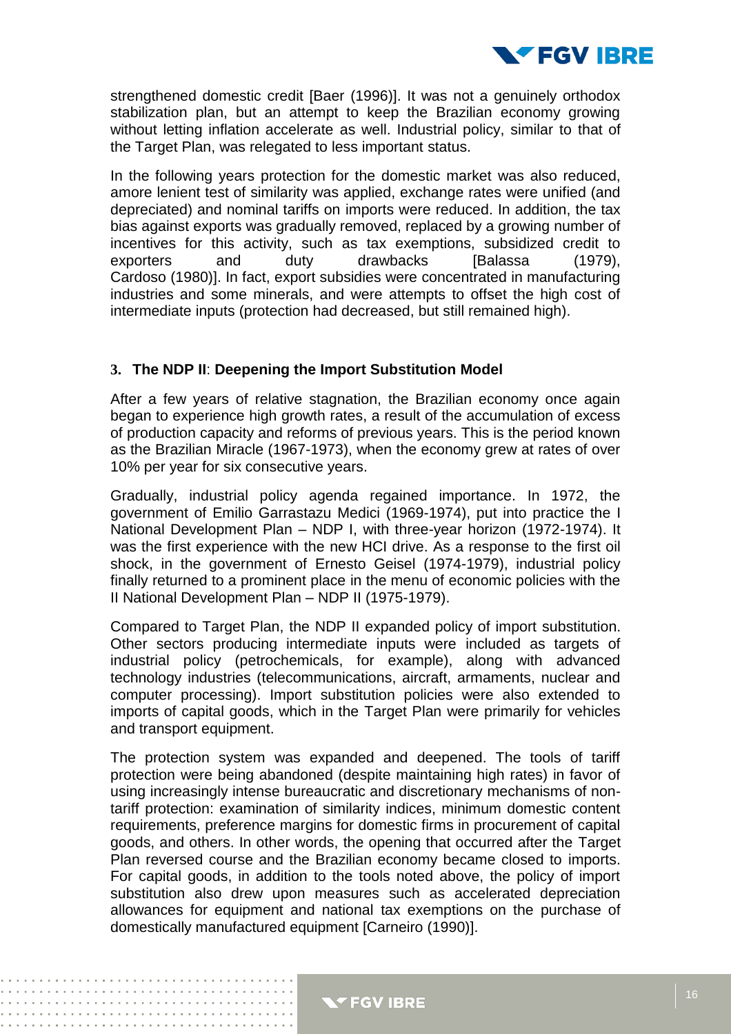strengthened domestic credit [Baer (1996)]. It was not a genuinely orthodox stabilization plan, but an attempt to keep the Brazilian economy growing without letting inflation accelerate as well. Industrial policy, similar to that of the Target Plan, was relegated to less important status.

In the following years protection for the domestic market was also reduced, amore lenient test of similarity was applied, exchange rates were unified (and depreciated) and nominal tariffs on imports were reduced. In addition, the tax bias against exports was gradually removed, replaced by a growing number of incentives for this activity, such as tax exemptions, subsidized credit to exporters and duty drawbacks [Balassa (1979), Cardoso (1980)]. In fact, export subsidies were concentrated in manufacturing industries and some minerals, and were attempts to offset the high cost of intermediate inputs (protection had decreased, but still remained high).

## 3. The NDP II: Deepening the Import Substitution Model

After a few years of relative stagnation, the Brazilian economy once again began to experience high growth rates, a result of the accumulation of excess of production capacity and reforms of previous years. This is the period known as the Brazilian Miracle (1967-1973), when the economy grew at rates of over 10% per year for six consecutive years.

Gradually, industrial policy agenda regained importance. In 1972, the government of Emilio Garrastazu Medici (1969-1974), put into practice the I National Development Plan – NDP I, with three-year horizon (1972-1974). It was the first experience with the new HCI drive. As a response to the first oil shock, in the government of Ernesto Geisel (1974-1979), industrial policy finally returned to a prominent place in the menu of economic policies with the II National Development Plan – NDP II (1975-1979).

Compared to Target Plan, the NDP II expanded policy of import substitution. Other sectors producing intermediate inputs were included as targets of industrial policy (petrochemicals, for example), along with advanced technology industries (telecommunications, aircraft, armaments, nuclear and computer processing). Import substitution policies were also extended to imports of capital goods, which in the Target Plan were primarily for vehicles and transport equipment.

The protection system was expanded and deepened. The tools of tariff protection were being abandoned (despite maintaining high rates) in favor of using increasingly intense bureaucratic and discretionary mechanisms of non-tariff protection: examination of similarity indices, minimum domestic content requirements, preference margins for domestic firms in procurement of capital goods, and others. In other words, the opening that occurred after the Target Plan reversed course and the Brazilian economy became closed to imports. For capital goods, in addition to the tools noted above, the policy of import substitution also drew upon measures such as accelerated depreciation allowances for equipment and national tax exemptions on the purchase of domestically manufactured equipment [Carneiro (1990)].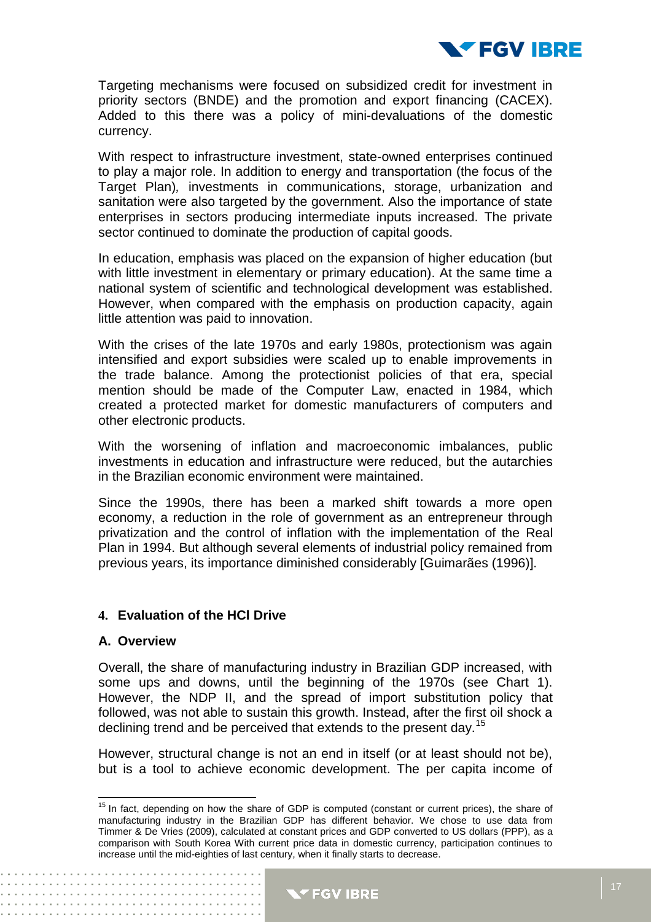Targeting mechanisms were focused on subsidized credit for investment in priority sectors (BNDE) and the promotion and export financing (CACEX). Added to this there was a policy of mini-devaluations of the domestic currency.

With respect to infrastructure investment, state-owned enterprises continued to play a major role. In addition to energy and transportation (the focus of the Target Plan), investments in communications, storage, urbanization and sanitation were also targeted by the government. Also the importance of state enterprises in sectors producing intermediate inputs increased. The private sector continued to dominate the production of capital goods.

In education, emphasis was placed on the expansion of higher education (but with little investment in elementary or primary education). At the same time a national system of scientific and technological development was established. However, when compared with the emphasis on production capacity, again little attention was paid to innovation.

With the crises of the late 1970s and early 1980s, protectionism was again intensified and export subsidies were scaled up to enable improvements in the trade balance. Among the protectionist policies of that era, special mention should be made of the Computer Law, enacted in 1984, which created a protected market for domestic manufacturers of computers and other electronic products.

With the worsening of inflation and macroeconomic imbalances, public investments in education and infrastructure were reduced, but the autarchies in the Brazilian economic environment were maintained.

Since the 1990s, there has been a marked shift towards a more open economy, a reduction in the role of government as an entrepreneur through privatization and the control of inflation with the implementation of the Real Plan in 1994. But although several elements of industrial policy remained from previous years, its importance diminished considerably [Guimarães (1996)].

## 4. Evaluation of the HCI Drive

### A. Overview

Overall, the share of manufacturing industry in Brazilian GDP increased, with some ups and downs, until the beginning of the 1970s (see Chart 1). However, the NDP II, and the spread of import substitution policy that followed, was not able to sustain this growth. Instead, after the first oil shock a declining trend and be perceived that extends to the present day.[15]

However, structural change is not an end in itself (or at least should not be), but is a tool to achieve economic development. The per capita income of

[15] In fact, depending on how the share of GDP is computed (constant or current prices), the share of manufacturing industry in the Brazilian GDP has different behavior. We chose to use data from Timmer & De Vries (2009), calculated at constant prices and GDP converted to US dollars (PPP), as a comparison with South Korea With current price data in domestic currency, participation continues to increase until the mid-eighties of last century, when it finally starts to decrease.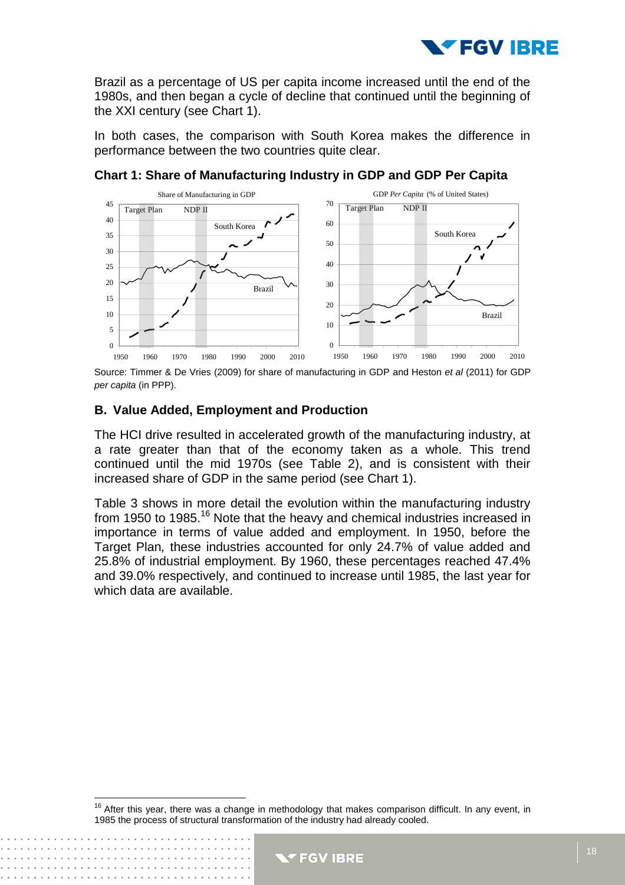Brazil as a percentage of US per capita income increased until the end of the 1980s, and then began a cycle of decline that continued until the beginning of the XXI century (see Chart 1).

In both cases, the comparison with South Korea makes the difference in performance between the two countries quite clear.

**Chart 1: Share of Manufacturing Industry in GDP and GDP Per Capita**

Source: Timmer & De Vries (2009) for share of manufacturing in GDP and Heston *et al* (2011) for GDP *per capita* (in PPP).

### B. Value Added, Employment and Production

The HCI drive resulted in accelerated growth of the manufacturing industry, at a rate greater than that of the economy taken as a whole. This trend continued until the mid 1970s (see Table 2), and is consistent with their increased share of GDP in the same period (see Chart 1).

Table 3 shows in more detail the evolution within the manufacturing industry from 1950 to 1985.[16] Note that the heavy and chemical industries increased in importance in terms of value added and employment. In 1950, before the Target Plan*,* these industries accounted for only 24.7% of value added and 25.8% of industrial employment. By 1960, these percentages reached 47.4% and 39.0% respectively, and continued to increase until 1985, the last year for which data are available.

[16] After this year, there was a change in methodology that makes comparison difficult. In any event, in 1985 the process of structural transformation of the industry had already cooled.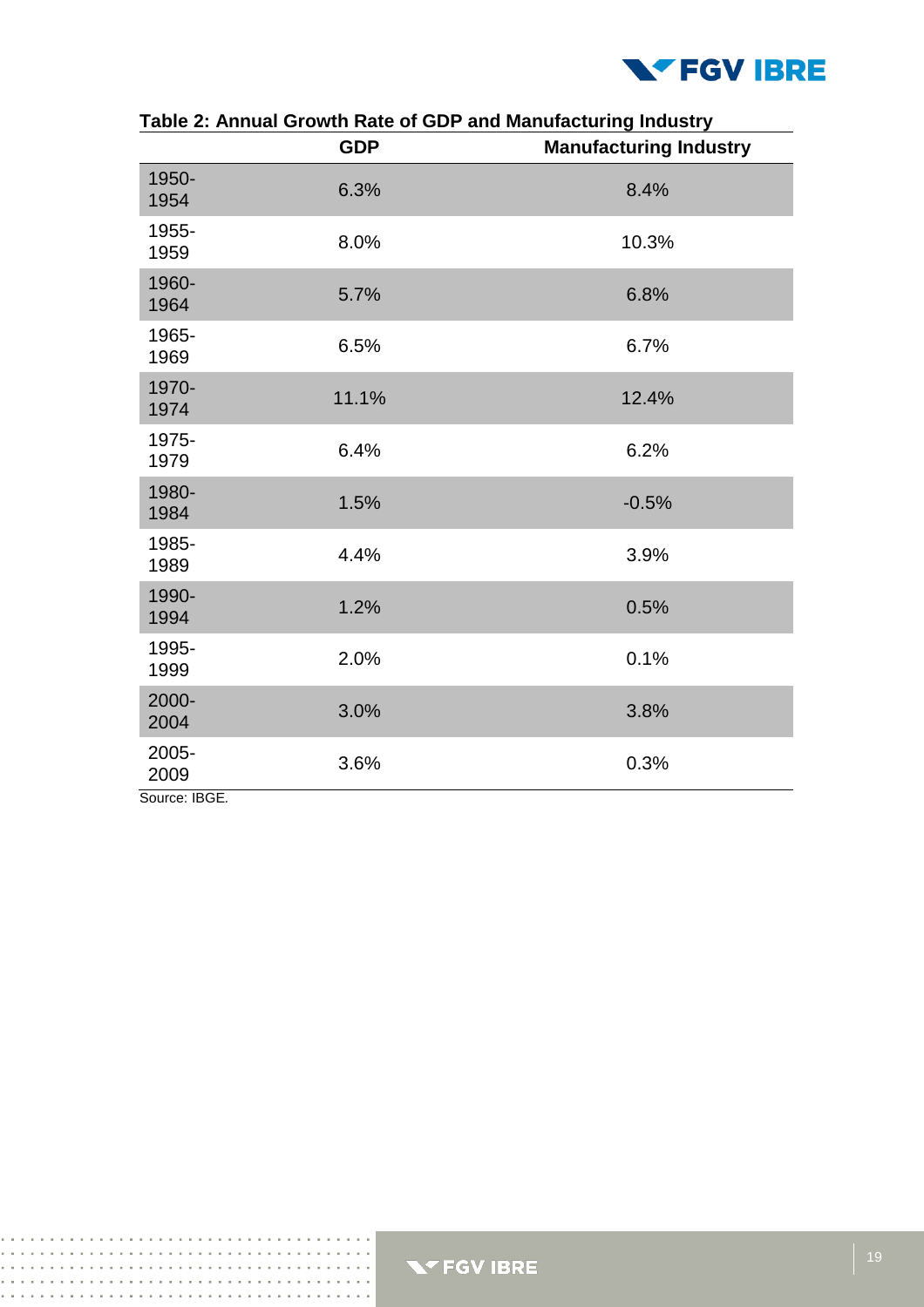**Table 2: Annual Growth Rate of GDP and Manufacturing Industry**

| | GDP | Manufacturing Industry |
|---|---|---|
| 1950-1954 | 6.3% | 8.4% |
| 1955-1959 | 8.0% | 10.3% |
| 1960-1964 | 5.7% | 6.8% |
| 1965-1969 | 6.5% | 6.7% |
| 1970-1974 | 11.1% | 12.4% |
| 1975-1979 | 6.4% | 6.2% |
| 1980-1984 | 1.5% | -0.5% |
| 1985-1989 | 4.4% | 3.9% |
| 1990-1994 | 1.2% | 0.5% |
| 1995-1999 | 2.0% | 0.1% |
| 2000-2004 | 3.0% | 3.8% |
| 2005-2009 | 3.6% | 0.3% |

Source: IBGE.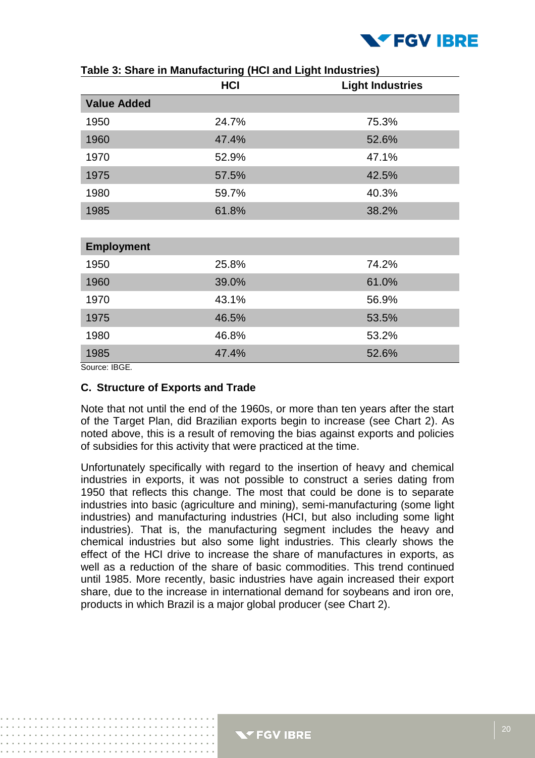**Table 3: Share in Manufacturing (HCI and Light Industries)**

| | HCI | Light Industries |
|---|---|---|
| **Value Added** | | |
| 1950 | 24.7% | 75.3% |
| 1960 | 47.4% | 52.6% |
| 1970 | 52.9% | 47.1% |
| 1975 | 57.5% | 42.5% |
| 1980 | 59.7% | 40.3% |
| 1985 | 61.8% | 38.2% |
| **Employment** | | |
| 1950 | 25.8% | 74.2% |
| 1960 | 39.0% | 61.0% |
| 1970 | 43.1% | 56.9% |
| 1975 | 46.5% | 53.5% |
| 1980 | 46.8% | 53.2% |
| 1985 | 47.4% | 52.6% |

Source: IBGE.

### C. Structure of Exports and Trade

Note that not until the end of the 1960s, or more than ten years after the start of the Target Plan, did Brazilian exports begin to increase (see Chart 2). As noted above, this is a result of removing the bias against exports and policies of subsidies for this activity that were practiced at the time.

Unfortunately specifically with regard to the insertion of heavy and chemical industries in exports, it was not possible to construct a series dating from 1950 that reflects this change. The most that could be done is to separate industries into basic (agriculture and mining), semi-manufacturing (some light industries) and manufacturing industries (HCI, but also including some light industries). That is, the manufacturing segment includes the heavy and chemical industries but also some light industries. This clearly shows the effect of the HCI drive to increase the share of manufactures in exports, as well as a reduction of the share of basic commodities. This trend continued until 1985. More recently, basic industries have again increased their export share, due to the increase in international demand for soybeans and iron ore, products in which Brazil is a major global producer (see Chart 2).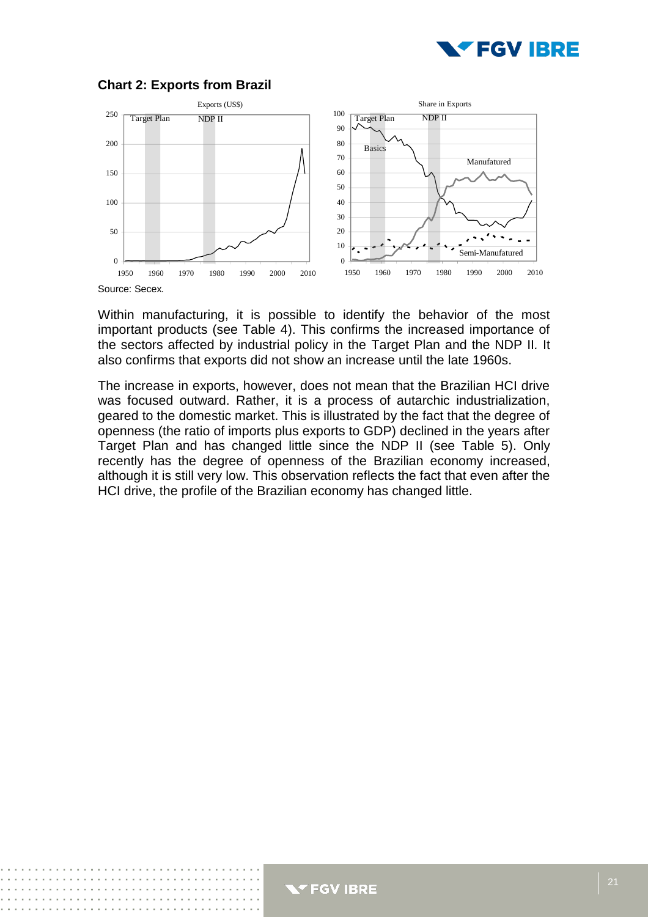**Chart 2: Exports from Brazil**

Source: Secex.

Within manufacturing, it is possible to identify the behavior of the most important products (see Table 4). This confirms the increased importance of the sectors affected by industrial policy in the Target Plan and the NDP II. It also confirms that exports did not show an increase until the late 1960s.

The increase in exports, however, does not mean that the Brazilian HCI drive was focused outward. Rather, it is a process of autarchic industrialization, geared to the domestic market. This is illustrated by the fact that the degree of openness (the ratio of imports plus exports to GDP) declined in the years after Target Plan and has changed little since the NDP II (see Table 5). Only recently has the degree of openness of the Brazilian economy increased, although it is still very low. This observation reflects the fact that even after the HCI drive, the profile of the Brazilian economy has changed little.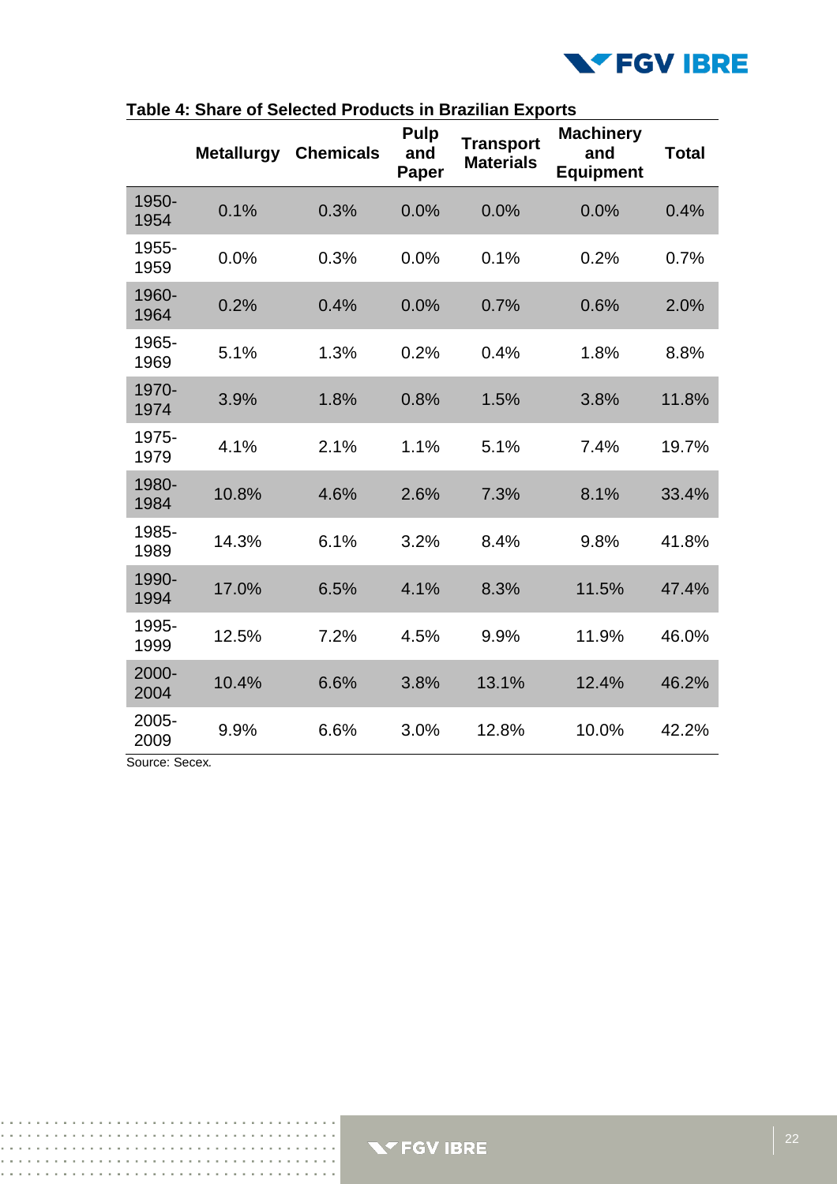**Table 4: Share of Selected Products in Brazilian Exports**

| | Metallurgy | Chemicals | Pulp and Paper | Transport Materials | Machinery and Equipment | Total |
|---|---|---|---|---|---|---|
| 1950-1954 | 0.1% | 0.3% | 0.0% | 0.0% | 0.0% | 0.4% |
| 1955-1959 | 0.0% | 0.3% | 0.0% | 0.1% | 0.2% | 0.7% |
| 1960-1964 | 0.2% | 0.4% | 0.0% | 0.7% | 0.6% | 2.0% |
| 1965-1969 | 5.1% | 1.3% | 0.2% | 0.4% | 1.8% | 8.8% |
| 1970-1974 | 3.9% | 1.8% | 0.8% | 1.5% | 3.8% | 11.8% |
| 1975-1979 | 4.1% | 2.1% | 1.1% | 5.1% | 7.4% | 19.7% |
| 1980-1984 | 10.8% | 4.6% | 2.6% | 7.3% | 8.1% | 33.4% |
| 1985-1989 | 14.3% | 6.1% | 3.2% | 8.4% | 9.8% | 41.8% |
| 1990-1994 | 17.0% | 6.5% | 4.1% | 8.3% | 11.5% | 47.4% |
| 1995-1999 | 12.5% | 7.2% | 4.5% | 9.9% | 11.9% | 46.0% |
| 2000-2004 | 10.4% | 6.6% | 3.8% | 13.1% | 12.4% | 46.2% |
| 2005-2009 | 9.9% | 6.6% | 3.0% | 12.8% | 10.0% | 42.2% |

Source: Secex.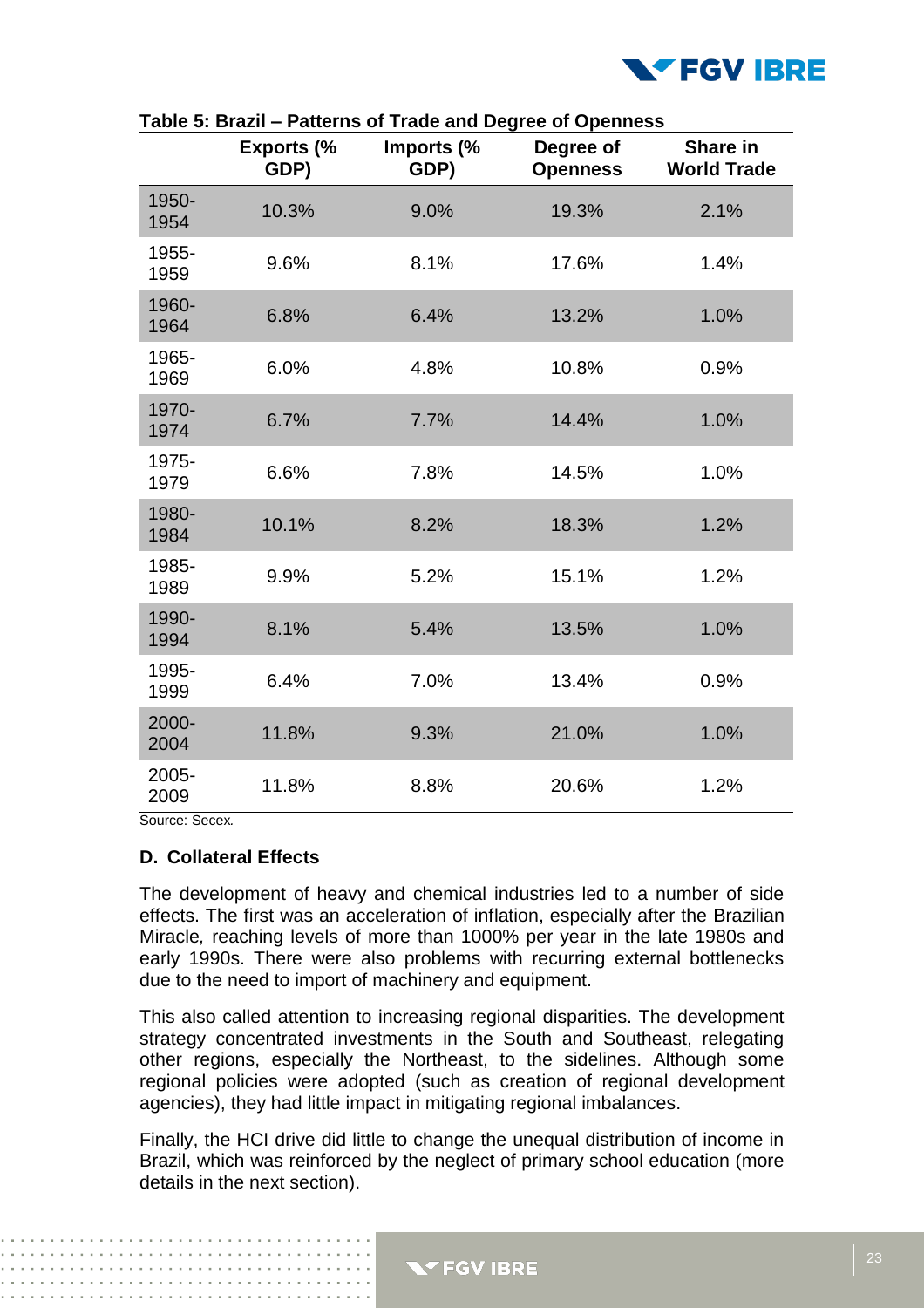**Table 5: Brazil – Patterns of Trade and Degree of Openness**

| | Exports (% GDP) | Imports (% GDP) | Degree of Openness | Share in World Trade |
|---|---|---|---|---|
| 1950-1954 | 10.3% | 9.0% | 19.3% | 2.1% |
| 1955-1959 | 9.6% | 8.1% | 17.6% | 1.4% |
| 1960-1964 | 6.8% | 6.4% | 13.2% | 1.0% |
| 1965-1969 | 6.0% | 4.8% | 10.8% | 0.9% |
| 1970-1974 | 6.7% | 7.7% | 14.4% | 1.0% |
| 1975-1979 | 6.6% | 7.8% | 14.5% | 1.0% |
| 1980-1984 | 10.1% | 8.2% | 18.3% | 1.2% |
| 1985-1989 | 9.9% | 5.2% | 15.1% | 1.2% |
| 1990-1994 | 8.1% | 5.4% | 13.5% | 1.0% |
| 1995-1999 | 6.4% | 7.0% | 13.4% | 0.9% |
| 2000-2004 | 11.8% | 9.3% | 21.0% | 1.0% |
| 2005-2009 | 11.8% | 8.8% | 20.6% | 1.2% |

Source: Secex.

### D. Collateral Effects

The development of heavy and chemical industries led to a number of side effects. The first was an acceleration of inflation, especially after the Brazilian Miracle*,* reaching levels of more than 1000% per year in the late 1980s and early 1990s. There were also problems with recurring external bottlenecks due to the need to import of machinery and equipment.

This also called attention to increasing regional disparities. The development strategy concentrated investments in the South and Southeast, relegating other regions, especially the Northeast, to the sidelines. Although some regional policies were adopted (such as creation of regional development agencies), they had little impact in mitigating regional imbalances.

Finally, the HCI drive did little to change the unequal distribution of income in Brazil, which was reinforced by the neglect of primary school education (more details in the next section).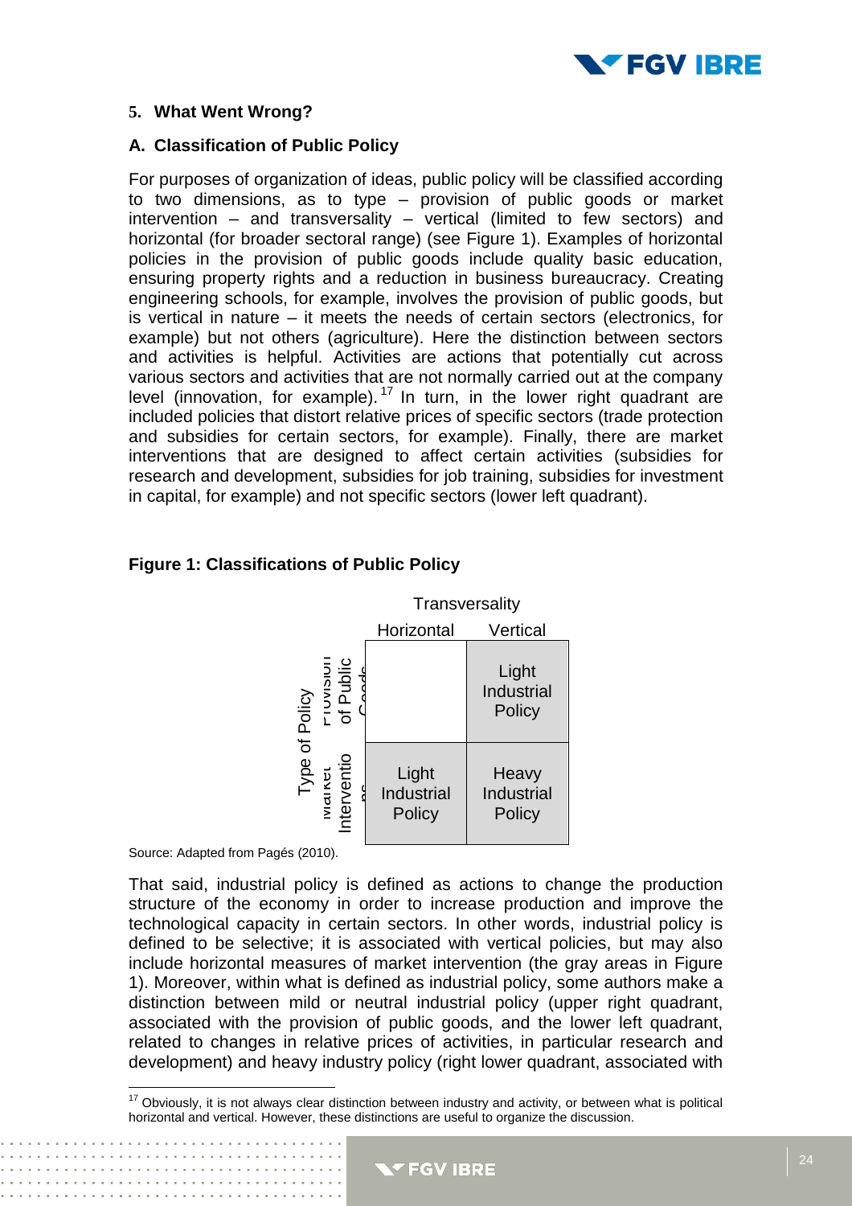### 5. What Went Wrong?

### A. Classification of Public Policy

For purposes of organization of ideas, public policy will be classified according to two dimensions, as to type – provision of public goods or market intervention – and transversality – vertical (limited to few sectors) and horizontal (for broader sectoral range) (see Figure 1). Examples of horizontal policies in the provision of public goods include quality basic education, ensuring property rights and a reduction in business bureaucracy. Creating engineering schools, for example, involves the provision of public goods, but is vertical in nature – it meets the needs of certain sectors (electronics, for example) but not others (agriculture). Here the distinction between sectors and activities is helpful. Activities are actions that potentially cut across various sectors and activities that are not normally carried out at the company level (innovation, for example).[17] In turn, in the lower right quadrant are included policies that distort relative prices of specific sectors (trade protection and subsidies for certain sectors, for example). Finally, there are market interventions that are designed to affect certain activities (subsidies for research and development, subsidies for job training, subsidies for investment in capital, for example) and not specific sectors (lower left quadrant).

**Figure 1: Classifications of Public Policy**

| Type of Policy | Transversality: Horizontal | Transversality: Vertical |
|---|---|---|
| Provision of Public Goods | | Light Industrial Policy |
| Market Interventions | Light Industrial Policy | Heavy Industrial Policy |

Source: Adapted from Pagés (2010).

That said, industrial policy is defined as actions to change the production structure of the economy in order to increase production and improve the technological capacity in certain sectors. In other words, industrial policy is defined to be selective; it is associated with vertical policies, but may also include horizontal measures of market intervention (the gray areas in Figure 1). Moreover, within what is defined as industrial policy, some authors make a distinction between mild or neutral industrial policy (upper right quadrant, associated with the provision of public goods, and the lower left quadrant, related to changes in relative prices of activities, in particular research and development) and heavy industry policy (right lower quadrant, associated with

[17] Obviously, it is not always clear distinction between industry and activity, or between what is political horizontal and vertical. However, these distinctions are useful to organize the discussion.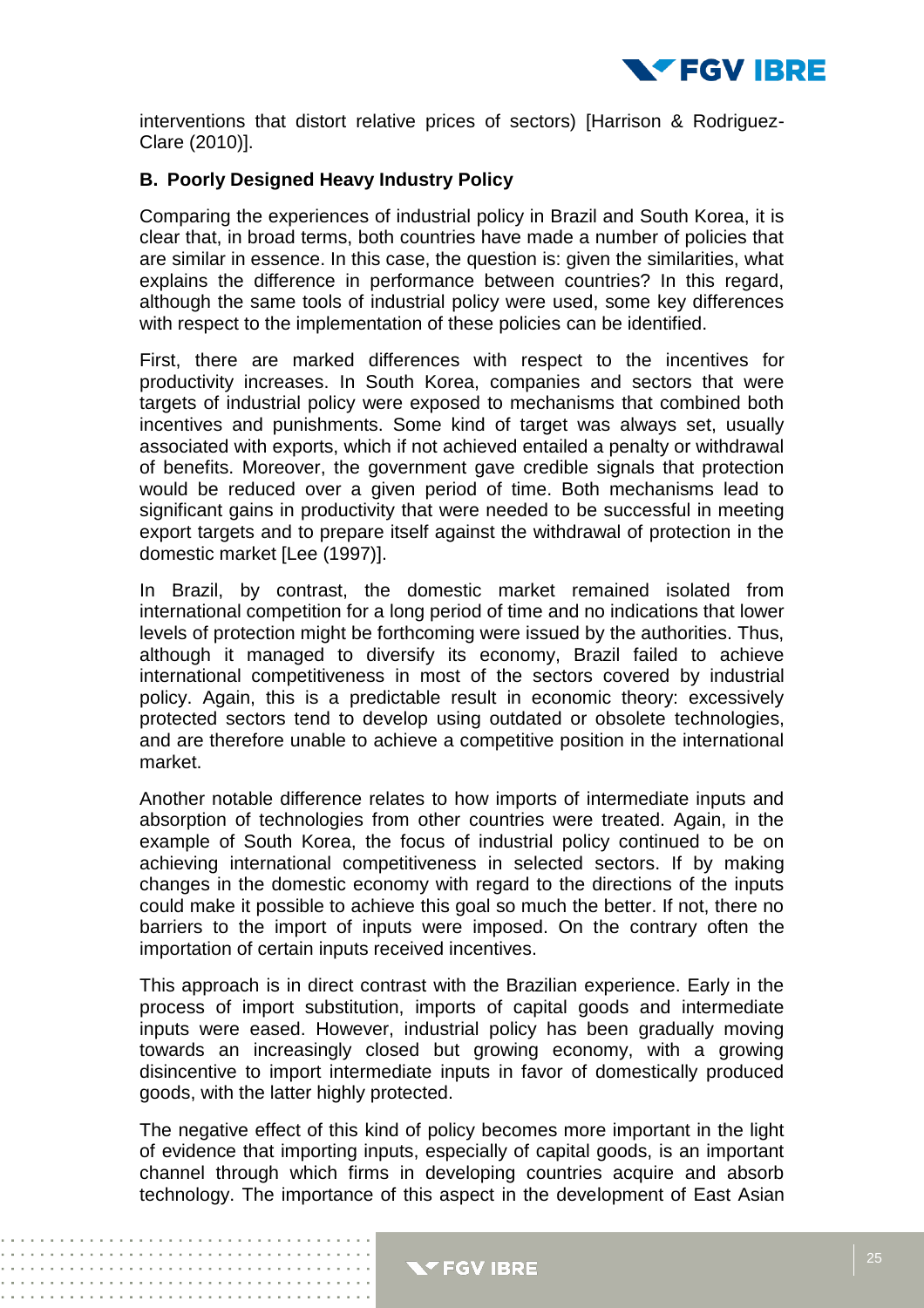interventions that distort relative prices of sectors) [Harrison & Rodriguez-Clare (2010)].

### B. Poorly Designed Heavy Industry Policy

Comparing the experiences of industrial policy in Brazil and South Korea, it is clear that, in broad terms, both countries have made a number of policies that are similar in essence. In this case, the question is: given the similarities, what explains the difference in performance between countries? In this regard, although the same tools of industrial policy were used, some key differences with respect to the implementation of these policies can be identified.

First, there are marked differences with respect to the incentives for productivity increases. In South Korea, companies and sectors that were targets of industrial policy were exposed to mechanisms that combined both incentives and punishments. Some kind of target was always set, usually associated with exports, which if not achieved entailed a penalty or withdrawal of benefits. Moreover, the government gave credible signals that protection would be reduced over a given period of time. Both mechanisms lead to significant gains in productivity that were needed to be successful in meeting export targets and to prepare itself against the withdrawal of protection in the domestic market [Lee (1997)].

In Brazil, by contrast, the domestic market remained isolated from international competition for a long period of time and no indications that lower levels of protection might be forthcoming were issued by the authorities. Thus, although it managed to diversify its economy, Brazil failed to achieve international competitiveness in most of the sectors covered by industrial policy. Again, this is a predictable result in economic theory: excessively protected sectors tend to develop using outdated or obsolete technologies, and are therefore unable to achieve a competitive position in the international market.

Another notable difference relates to how imports of intermediate inputs and absorption of technologies from other countries were treated. Again, in the example of South Korea, the focus of industrial policy continued to be on achieving international competitiveness in selected sectors. If by making changes in the domestic economy with regard to the directions of the inputs could make it possible to achieve this goal so much the better. If not, there no barriers to the import of inputs were imposed. On the contrary often the importation of certain inputs received incentives.

This approach is in direct contrast with the Brazilian experience. Early in the process of import substitution, imports of capital goods and intermediate inputs were eased. However, industrial policy has been gradually moving towards an increasingly closed but growing economy, with a growing disincentive to import intermediate inputs in favor of domestically produced goods, with the latter highly protected.

The negative effect of this kind of policy becomes more important in the light of evidence that importing inputs, especially of capital goods, is an important channel through which firms in developing countries acquire and absorb technology. The importance of this aspect in the development of East Asian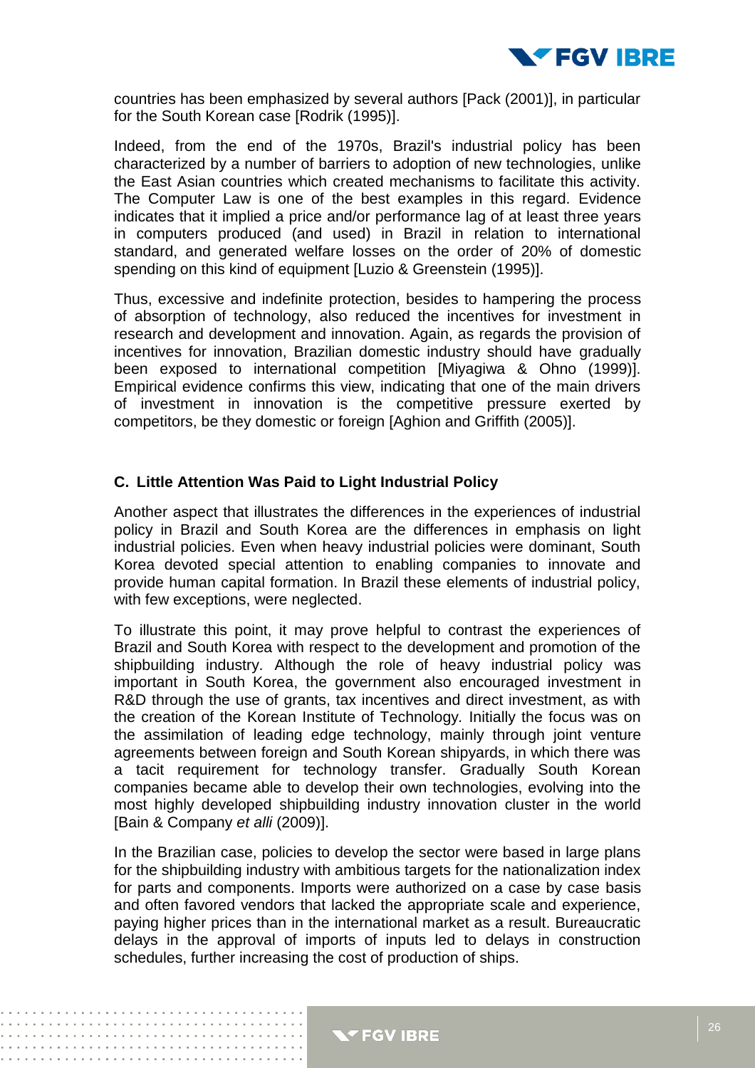countries has been emphasized by several authors [Pack (2001)], in particular for the South Korean case [Rodrik (1995)].

Indeed, from the end of the 1970s, Brazil's industrial policy has been characterized by a number of barriers to adoption of new technologies, unlike the East Asian countries which created mechanisms to facilitate this activity. The Computer Law is one of the best examples in this regard. Evidence indicates that it implied a price and/or performance lag of at least three years in computers produced (and used) in Brazil in relation to international standard, and generated welfare losses on the order of 20% of domestic spending on this kind of equipment [Luzio & Greenstein (1995)].

Thus, excessive and indefinite protection, besides to hampering the process of absorption of technology, also reduced the incentives for investment in research and development and innovation. Again, as regards the provision of incentives for innovation, Brazilian domestic industry should have gradually been exposed to international competition [Miyagiwa & Ohno (1999)]. Empirical evidence confirms this view, indicating that one of the main drivers of investment in innovation is the competitive pressure exerted by competitors, be they domestic or foreign [Aghion and Griffith (2005)].

### C. Little Attention Was Paid to Light Industrial Policy

Another aspect that illustrates the differences in the experiences of industrial policy in Brazil and South Korea are the differences in emphasis on light industrial policies. Even when heavy industrial policies were dominant, South Korea devoted special attention to enabling companies to innovate and provide human capital formation. In Brazil these elements of industrial policy, with few exceptions, were neglected.

To illustrate this point, it may prove helpful to contrast the experiences of Brazil and South Korea with respect to the development and promotion of the shipbuilding industry. Although the role of heavy industrial policy was important in South Korea, the government also encouraged investment in R&D through the use of grants, tax incentives and direct investment, as with the creation of the Korean Institute of Technology*.* Initially the focus was on the assimilation of leading edge technology, mainly through joint venture agreements between foreign and South Korean shipyards, in which there was a tacit requirement for technology transfer. Gradually South Korean companies became able to develop their own technologies, evolving into the most highly developed shipbuilding industry innovation cluster in the world [Bain & Company *et alli* (2009)].

In the Brazilian case, policies to develop the sector were based in large plans for the shipbuilding industry with ambitious targets for the nationalization index for parts and components. Imports were authorized on a case by case basis and often favored vendors that lacked the appropriate scale and experience, paying higher prices than in the international market as a result. Bureaucratic delays in the approval of imports of inputs led to delays in construction schedules, further increasing the cost of production of ships.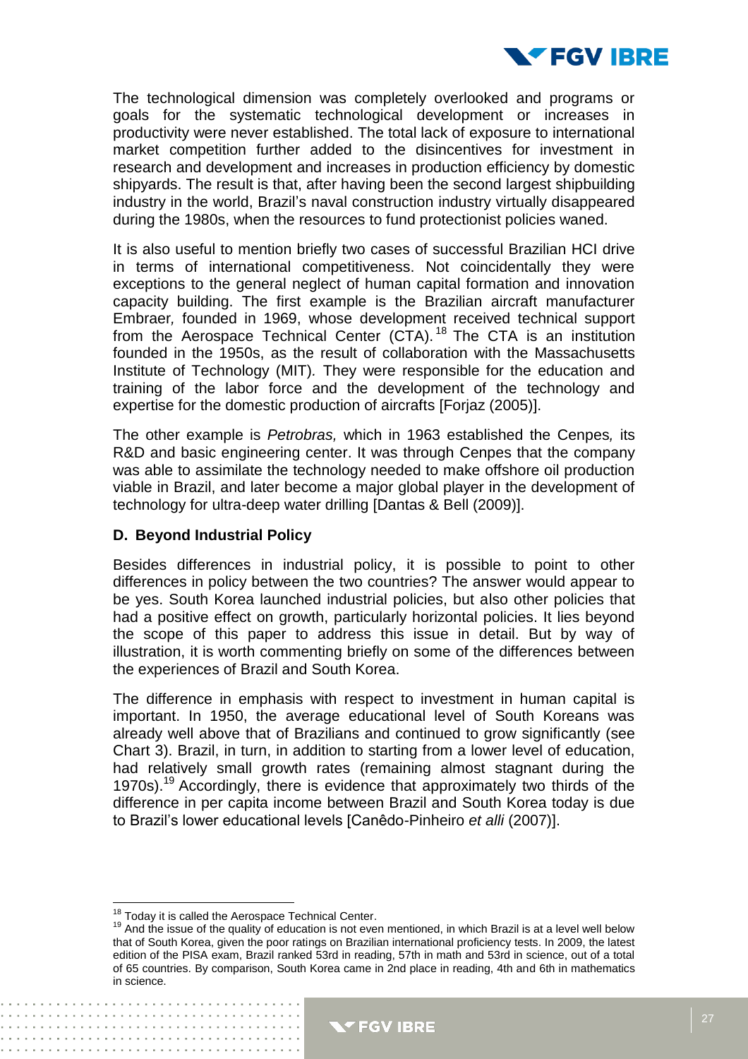The technological dimension was completely overlooked and programs or goals for the systematic technological development or increases in productivity were never established. The total lack of exposure to international market competition further added to the disincentives for investment in research and development and increases in production efficiency by domestic shipyards. The result is that, after having been the second largest shipbuilding industry in the world, Brazil's naval construction industry virtually disappeared during the 1980s, when the resources to fund protectionist policies waned.

It is also useful to mention briefly two cases of successful Brazilian HCI drive in terms of international competitiveness. Not coincidentally they were exceptions to the general neglect of human capital formation and innovation capacity building. The first example is the Brazilian aircraft manufacturer Embraer*,* founded in 1969, whose development received technical support from the Aerospace Technical Center (CTA).[18] The CTA is an institution founded in the 1950s, as the result of collaboration with the Massachusetts Institute of Technology (MIT)*.* They were responsible for the education and training of the labor force and the development of the technology and expertise for the domestic production of aircrafts [Forjaz (2005)].

The other example is *Petrobras,* which in 1963 established the Cenpes*,* its R&D and basic engineering center. It was through Cenpes that the company was able to assimilate the technology needed to make offshore oil production viable in Brazil, and later become a major global player in the development of technology for ultra-deep water drilling [Dantas & Bell (2009)].

### D. Beyond Industrial Policy

Besides differences in industrial policy, it is possible to point to other differences in policy between the two countries? The answer would appear to be yes. South Korea launched industrial policies, but also other policies that had a positive effect on growth, particularly horizontal policies. It lies beyond the scope of this paper to address this issue in detail. But by way of illustration, it is worth commenting briefly on some of the differences between the experiences of Brazil and South Korea.

The difference in emphasis with respect to investment in human capital is important. In 1950, the average educational level of South Koreans was already well above that of Brazilians and continued to grow significantly (see Chart 3). Brazil, in turn, in addition to starting from a lower level of education, had relatively small growth rates (remaining almost stagnant during the 1970s).[19] Accordingly, there is evidence that approximately two thirds of the difference in per capita income between Brazil and South Korea today is due to Brazil's lower educational levels [Canêdo-Pinheiro *et alli* (2007)].

---

[18] Today it is called the Aerospace Technical Center.

[19] And the issue of the quality of education is not even mentioned, in which Brazil is at a level well below that of South Korea, given the poor ratings on Brazilian international proficiency tests. In 2009, the latest edition of the PISA exam, Brazil ranked 53rd in reading, 57th in math and 53rd in science, out of a total of 65 countries. By comparison, South Korea came in 2nd place in reading, 4th and 6th in mathematics in science.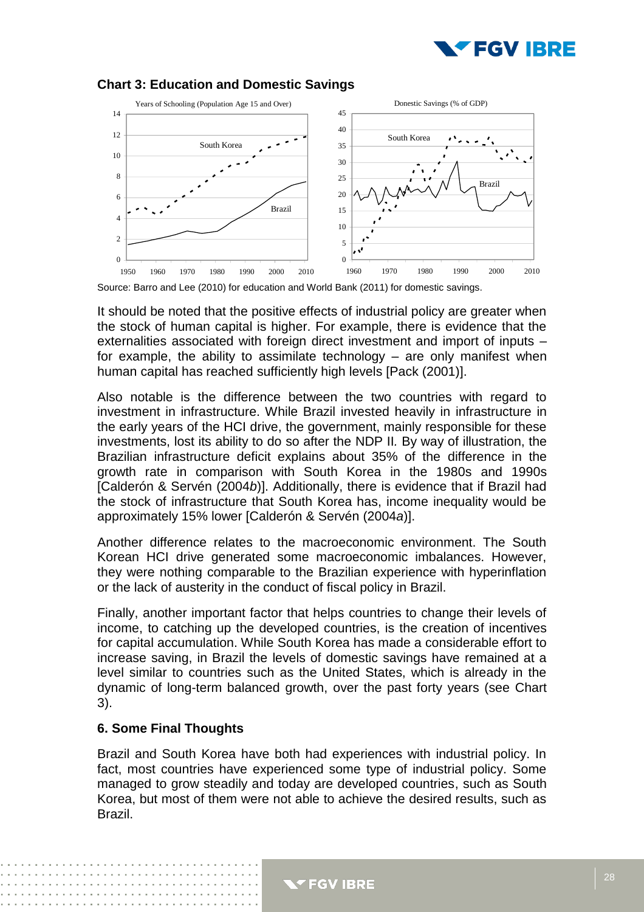**Chart 3: Education and Domestic Savings**

Source: Barro and Lee (2010) for education and World Bank (2011) for domestic savings.

It should be noted that the positive effects of industrial policy are greater when the stock of human capital is higher. For example, there is evidence that the externalities associated with foreign direct investment and import of inputs – for example, the ability to assimilate technology – are only manifest when human capital has reached sufficiently high levels [Pack (2001)].

Also notable is the difference between the two countries with regard to investment in infrastructure. While Brazil invested heavily in infrastructure in the early years of the HCI drive, the government, mainly responsible for these investments, lost its ability to do so after the NDP II. By way of illustration, the Brazilian infrastructure deficit explains about 35% of the difference in the growth rate in comparison with South Korea in the 1980s and 1990s [Calderón & Servén (2004*b*)]. Additionally, there is evidence that if Brazil had the stock of infrastructure that South Korea has, income inequality would be approximately 15% lower [Calderón & Servén (2004*a*)].

Another difference relates to the macroeconomic environment. The South Korean HCI drive generated some macroeconomic imbalances. However, they were nothing comparable to the Brazilian experience with hyperinflation or the lack of austerity in the conduct of fiscal policy in Brazil.

Finally, another important factor that helps countries to change their levels of income, to catching up the developed countries, is the creation of incentives for capital accumulation. While South Korea has made a considerable effort to increase saving, in Brazil the levels of domestic savings have remained at a level similar to countries such as the United States, which is already in the dynamic of long-term balanced growth, over the past forty years (see Chart 3).

### 6. Some Final Thoughts

Brazil and South Korea have both had experiences with industrial policy. In fact, most countries have experienced some type of industrial policy. Some managed to grow steadily and today are developed countries, such as South Korea, but most of them were not able to achieve the desired results, such as Brazil.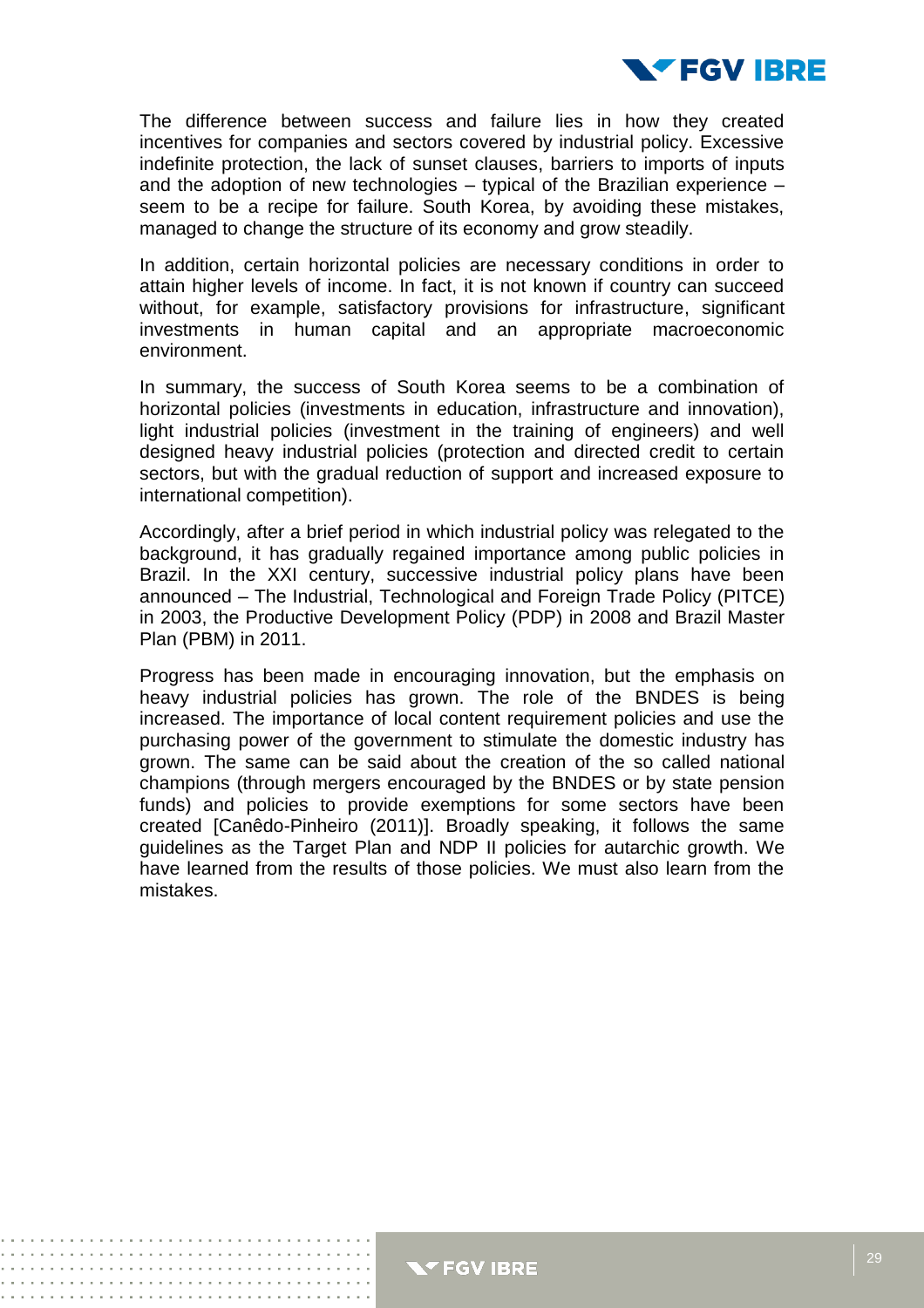The difference between success and failure lies in how they created incentives for companies and sectors covered by industrial policy. Excessive indefinite protection, the lack of sunset clauses, barriers to imports of inputs and the adoption of new technologies – typical of the Brazilian experience – seem to be a recipe for failure. South Korea, by avoiding these mistakes, managed to change the structure of its economy and grow steadily.

In addition, certain horizontal policies are necessary conditions in order to attain higher levels of income. In fact, it is not known if country can succeed without, for example, satisfactory provisions for infrastructure, significant investments in human capital and an appropriate macroeconomic environment.

In summary, the success of South Korea seems to be a combination of horizontal policies (investments in education, infrastructure and innovation), light industrial policies (investment in the training of engineers) and well designed heavy industrial policies (protection and directed credit to certain sectors, but with the gradual reduction of support and increased exposure to international competition).

Accordingly, after a brief period in which industrial policy was relegated to the background, it has gradually regained importance among public policies in Brazil. In the XXI century, successive industrial policy plans have been announced – The Industrial, Technological and Foreign Trade Policy (PITCE) in 2003, the Productive Development Policy (PDP) in 2008 and Brazil Master Plan (PBM) in 2011.

Progress has been made in encouraging innovation, but the emphasis on heavy industrial policies has grown. The role of the BNDES is being increased. The importance of local content requirement policies and use the purchasing power of the government to stimulate the domestic industry has grown. The same can be said about the creation of the so called national champions (through mergers encouraged by the BNDES or by state pension funds) and policies to provide exemptions for some sectors have been created [Canêdo-Pinheiro (2011)]. Broadly speaking, it follows the same guidelines as the Target Plan and NDP II policies for autarchic growth. We have learned from the results of those policies. We must also learn from the mistakes.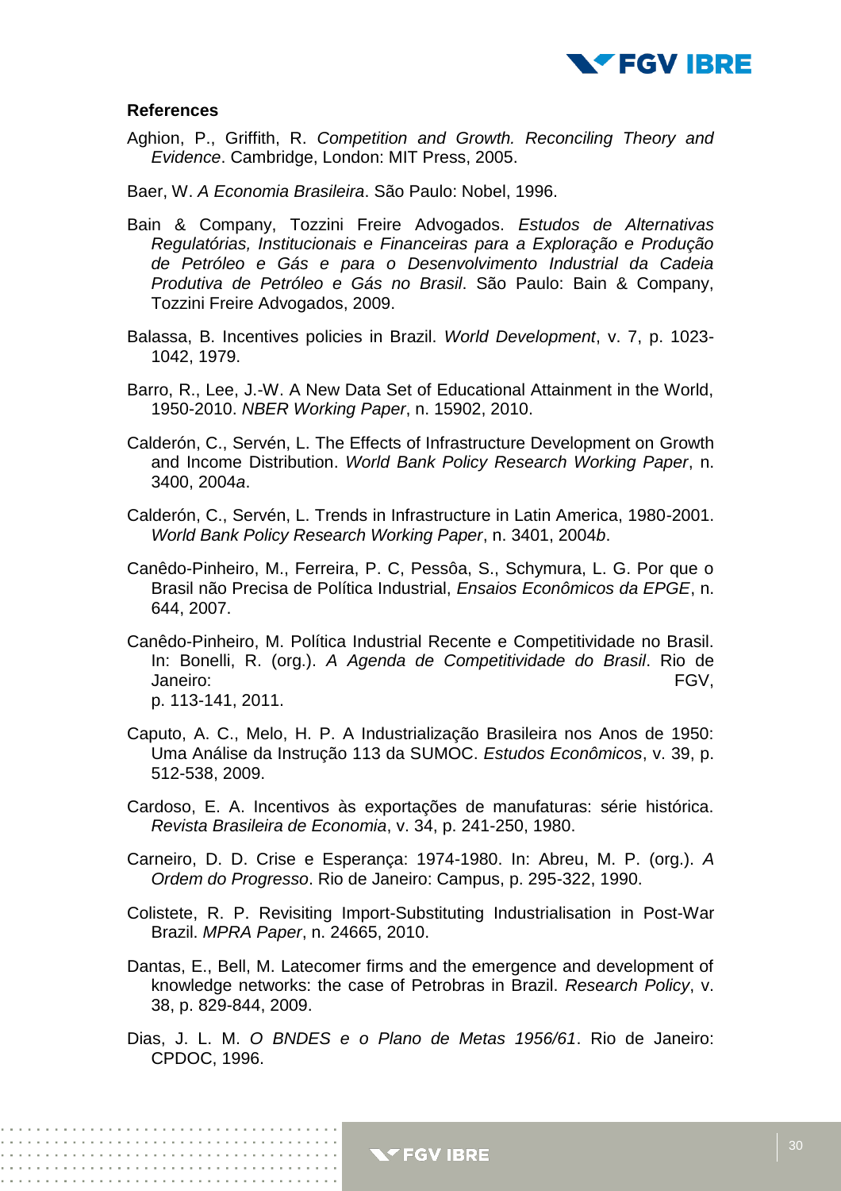**References**

Aghion, P., Griffith, R. *Competition and Growth. Reconciling Theory and Evidence*. Cambridge, London: MIT Press, 2005.

Baer, W. *A Economia Brasileira*. São Paulo: Nobel, 1996.

Bain & Company, Tozzini Freire Advogados. *Estudos de Alternativas Regulatórias, Institucionais e Financeiras para a Exploração e Produção de Petróleo e Gás e para o Desenvolvimento Industrial da Cadeia Produtiva de Petróleo e Gás no Brasil*. São Paulo: Bain & Company, Tozzini Freire Advogados, 2009.

Balassa, B. Incentives policies in Brazil. *World Development*, v. 7, p. 1023-1042, 1979.

Barro, R., Lee, J.-W. A New Data Set of Educational Attainment in the World, 1950-2010. *NBER Working Paper*, n. 15902, 2010.

Calderón, C., Servén, L. The Effects of Infrastructure Development on Growth and Income Distribution. *World Bank Policy Research Working Paper*, n. 3400, 2004*a*.

Calderón, C., Servén, L. Trends in Infrastructure in Latin America, 1980-2001. *World Bank Policy Research Working Paper*, n. 3401, 2004*b*.

Canêdo-Pinheiro, M., Ferreira, P. C, Pessôa, S., Schymura, L. G. Por que o Brasil não Precisa de Política Industrial, *Ensaios Econômicos da EPGE*, n. 644, 2007.

Canêdo-Pinheiro, M. Política Industrial Recente e Competitividade no Brasil. In: Bonelli, R. (org.). *A Agenda de Competitividade do Brasil*. Rio de Janeiro: FGV, p. 113-141, 2011.

Caputo, A. C., Melo, H. P. A Industrialização Brasileira nos Anos de 1950: Uma Análise da Instrução 113 da SUMOC. *Estudos Econômicos*, v. 39, p. 512-538, 2009.

Cardoso, E. A. Incentivos às exportações de manufaturas: série histórica. *Revista Brasileira de Economia*, v. 34, p. 241-250, 1980.

Carneiro, D. D. Crise e Esperança: 1974-1980. In: Abreu, M. P. (org.). *A Ordem do Progresso*. Rio de Janeiro: Campus, p. 295-322, 1990.

Colistete, R. P. Revisiting Import-Substituting Industrialisation in Post-War Brazil. *MPRA Paper*, n. 24665, 2010.

Dantas, E., Bell, M. Latecomer firms and the emergence and development of knowledge networks: the case of Petrobras in Brazil. *Research Policy*, v. 38, p. 829-844, 2009.

Dias, J. L. M. *O BNDES e o Plano de Metas 1956/61*. Rio de Janeiro: CPDOC, 1996.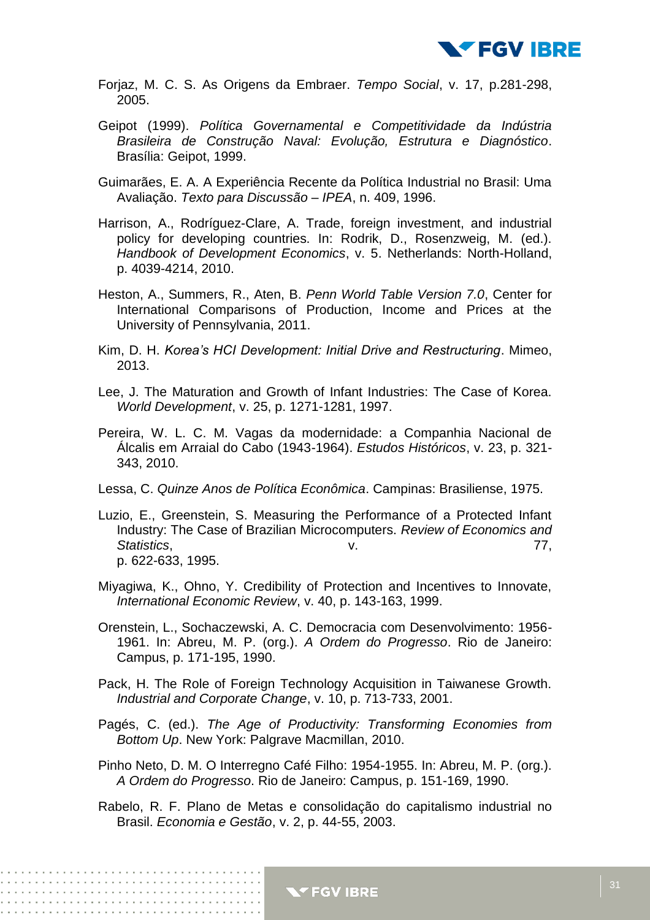Forjaz, M. C. S. As Origens da Embraer. *Tempo Social*, v. 17, p.281-298, 2005.

Geipot (1999). *Política Governamental e Competitividade da Indústria Brasileira de Construção Naval: Evolução, Estrutura e Diagnóstico*. Brasília: Geipot, 1999.

Guimarães, E. A. A Experiência Recente da Política Industrial no Brasil: Uma Avaliação. *Texto para Discussão – IPEA*, n. 409, 1996.

Harrison, A., Rodríguez-Clare, A. Trade, foreign investment, and industrial policy for developing countries. In: Rodrik, D., Rosenzweig, M. (ed.). *Handbook of Development Economics*, v. 5. Netherlands: North-Holland, p. 4039-4214, 2010.

Heston, A., Summers, R., Aten, B. *Penn World Table Version 7.0*, Center for International Comparisons of Production, Income and Prices at the University of Pennsylvania, 2011.

Kim, D. H. *Korea's HCI Development: Initial Drive and Restructuring*. Mimeo, 2013.

Lee, J. The Maturation and Growth of Infant Industries: The Case of Korea. *World Development*, v. 25, p. 1271-1281, 1997.

Pereira, W. L. C. M. Vagas da modernidade: a Companhia Nacional de Álcalis em Arraial do Cabo (1943-1964). *Estudos Históricos*, v. 23, p. 321-343, 2010.

Lessa, C. *Quinze Anos de Política Econômica*. Campinas: Brasiliense, 1975.

Luzio, E., Greenstein, S. Measuring the Performance of a Protected Infant Industry: The Case of Brazilian Microcomputers. *Review of Economics and Statistics*, v. 77, p. 622-633, 1995.

Miyagiwa, K., Ohno, Y. Credibility of Protection and Incentives to Innovate, *International Economic Review*, v. 40, p. 143-163, 1999.

Orenstein, L., Sochaczewski, A. C. Democracia com Desenvolvimento: 1956-1961. In: Abreu, M. P. (org.). *A Ordem do Progresso*. Rio de Janeiro: Campus, p. 171-195, 1990.

Pack, H. The Role of Foreign Technology Acquisition in Taiwanese Growth. *Industrial and Corporate Change*, v. 10, p. 713-733, 2001.

Pagés, C. (ed.). *The Age of Productivity: Transforming Economies from Bottom Up*. New York: Palgrave Macmillan, 2010.

Pinho Neto, D. M. O Interregno Café Filho: 1954-1955. In: Abreu, M. P. (org.). *A Ordem do Progresso*. Rio de Janeiro: Campus, p. 151-169, 1990.

Rabelo, R. F. Plano de Metas e consolidação do capitalismo industrial no Brasil. *Economia e Gestão*, v. 2, p. 44-55, 2003.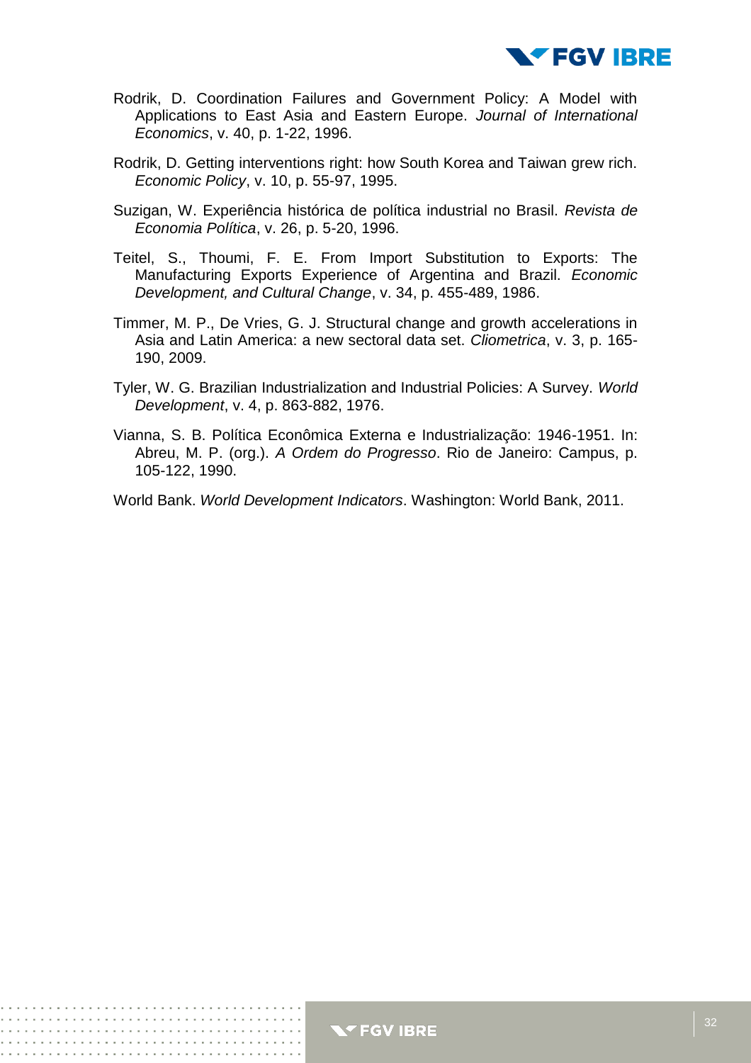Rodrik, D. Coordination Failures and Government Policy: A Model with Applications to East Asia and Eastern Europe. *Journal of International Economics*, v. 40, p. 1-22, 1996.

Rodrik, D. Getting interventions right: how South Korea and Taiwan grew rich. *Economic Policy*, v. 10, p. 55-97, 1995.

Suzigan, W. Experiência histórica de política industrial no Brasil. *Revista de Economia Política*, v. 26, p. 5-20, 1996.

Teitel, S., Thoumi, F. E. From Import Substitution to Exports: The Manufacturing Exports Experience of Argentina and Brazil. *Economic Development, and Cultural Change*, v. 34, p. 455-489, 1986.

Timmer, M. P., De Vries, G. J. Structural change and growth accelerations in Asia and Latin America: a new sectoral data set. *Cliometrica*, v. 3, p. 165-190, 2009.

Tyler, W. G. Brazilian Industrialization and Industrial Policies: A Survey. *World Development*, v. 4, p. 863-882, 1976.

Vianna, S. B. Política Econômica Externa e Industrialização: 1946-1951. In: Abreu, M. P. (org.). *A Ordem do Progresso*. Rio de Janeiro: Campus, p. 105-122, 1990.

World Bank. *World Development Indicators*. Washington: World Bank, 2011.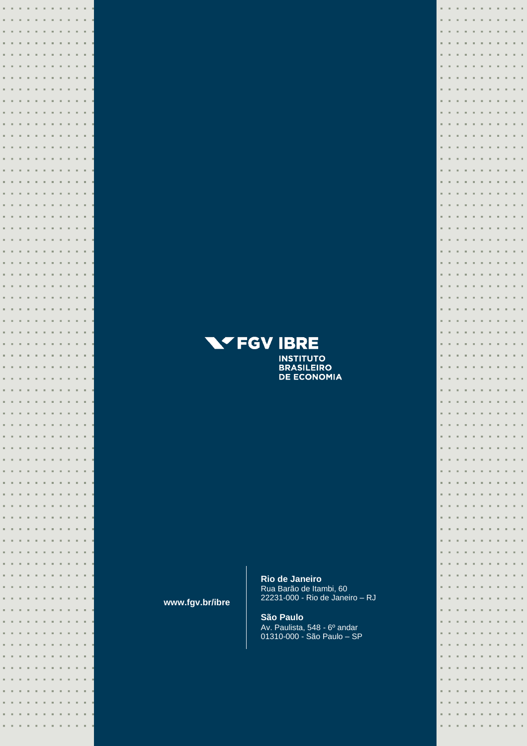FGV IBRE

INSTITUTO BRASILEIRO DE ECONOMIA

www.fgv.br/ibre

**Rio de Janeiro**
Rua Barão de Itambi, 60
22231-000 - Rio de Janeiro – RJ

**São Paulo**
Av. Paulista, 548 - 6º andar
01310-000 - São Paulo – SP